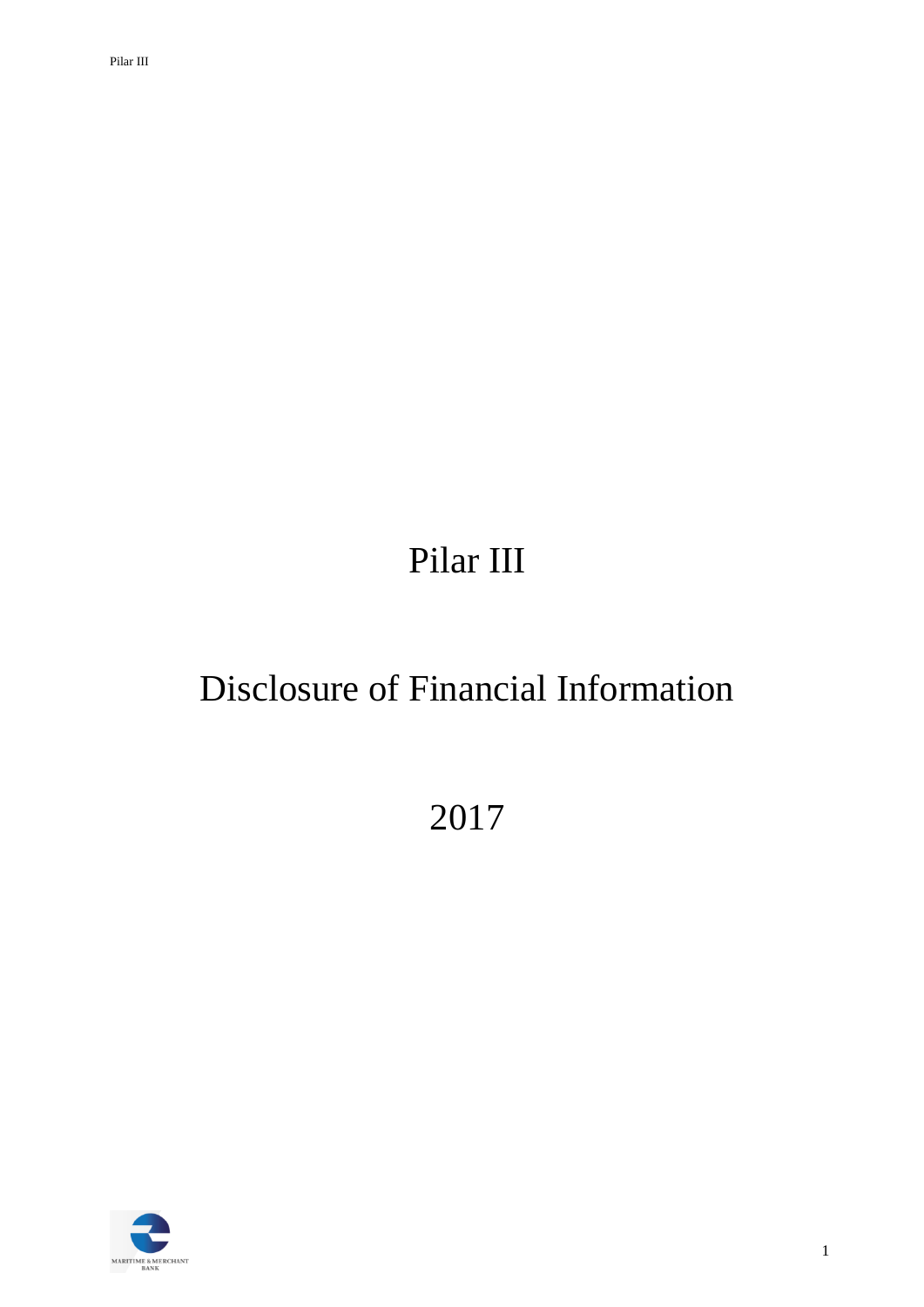# Pilar III

# Disclosure of Financial Information

# 2017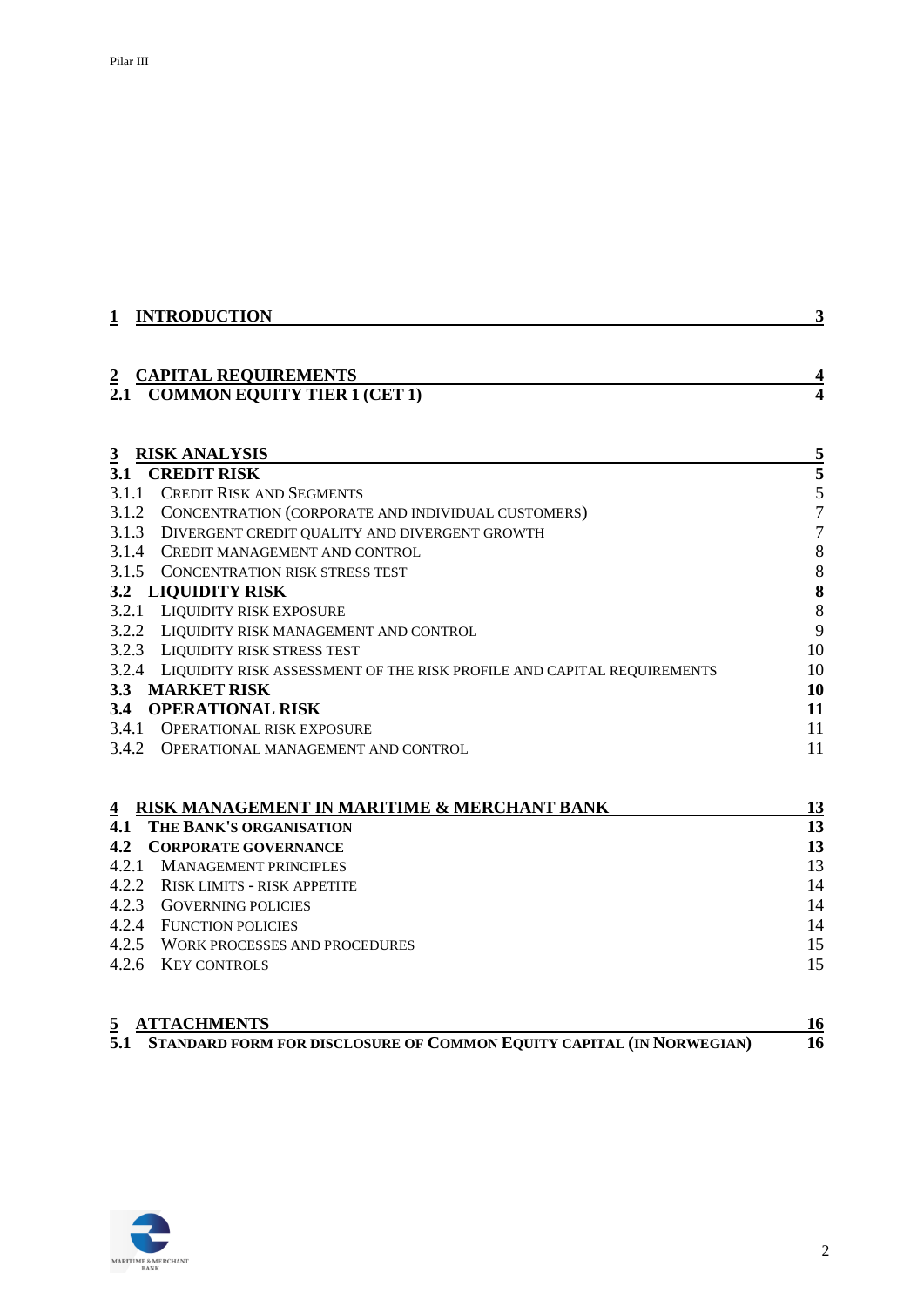| | | |
|---|---|---|
| **1** | **INTRODUCTION** | **3** |
| **2** | **CAPITAL REQUIREMENTS** | **4** |
| **2.1** | **COMMON EQUITY TIER 1 (CET 1)** | **4** |
| **3** | **RISK ANALYSIS** | **5** |
| **3.1** | **CREDIT RISK** | **5** |
| 3.1.1 | CREDIT RISK AND SEGMENTS | 5 |
| 3.1.2 | CONCENTRATION (CORPORATE AND INDIVIDUAL CUSTOMERS) | 7 |
| 3.1.3 | DIVERGENT CREDIT QUALITY AND DIVERGENT GROWTH | 7 |
| 3.1.4 | CREDIT MANAGEMENT AND CONTROL | 8 |
| 3.1.5 | CONCENTRATION RISK STRESS TEST | 8 |
| **3.2** | **LIQUIDITY RISK** | **8** |
| 3.2.1 | LIQUIDITY RISK EXPOSURE | 8 |
| 3.2.2 | LIQUIDITY RISK MANAGEMENT AND CONTROL | 9 |
| 3.2.3 | LIQUIDITY RISK STRESS TEST | 10 |
| 3.2.4 | LIQUIDITY RISK ASSESSMENT OF THE RISK PROFILE AND CAPITAL REQUIREMENTS | 10 |
| **3.3** | **MARKET RISK** | **10** |
| **3.4** | **OPERATIONAL RISK** | **11** |
| 3.4.1 | OPERATIONAL RISK EXPOSURE | 11 |
| 3.4.2 | OPERATIONAL MANAGEMENT AND CONTROL | 11 |
| **4** | **RISK MANAGEMENT IN MARITIME & MERCHANT BANK** | **13** |
| **4.1** | **THE BANK'S ORGANISATION** | **13** |
| **4.2** | **CORPORATE GOVERNANCE** | **13** |
| 4.2.1 | MANAGEMENT PRINCIPLES | 13 |
| 4.2.2 | RISK LIMITS - RISK APPETITE | 14 |
| 4.2.3 | GOVERNING POLICIES | 14 |
| 4.2.4 | FUNCTION POLICIES | 14 |
| 4.2.5 | WORK PROCESSES AND PROCEDURES | 15 |
| 4.2.6 | KEY CONTROLS | 15 |
| **5** | **ATTACHMENTS** | **16** |
| **5.1** | **STANDARD FORM FOR DISCLOSURE OF COMMON EQUITY CAPITAL (IN NORWEGIAN)** | **16** |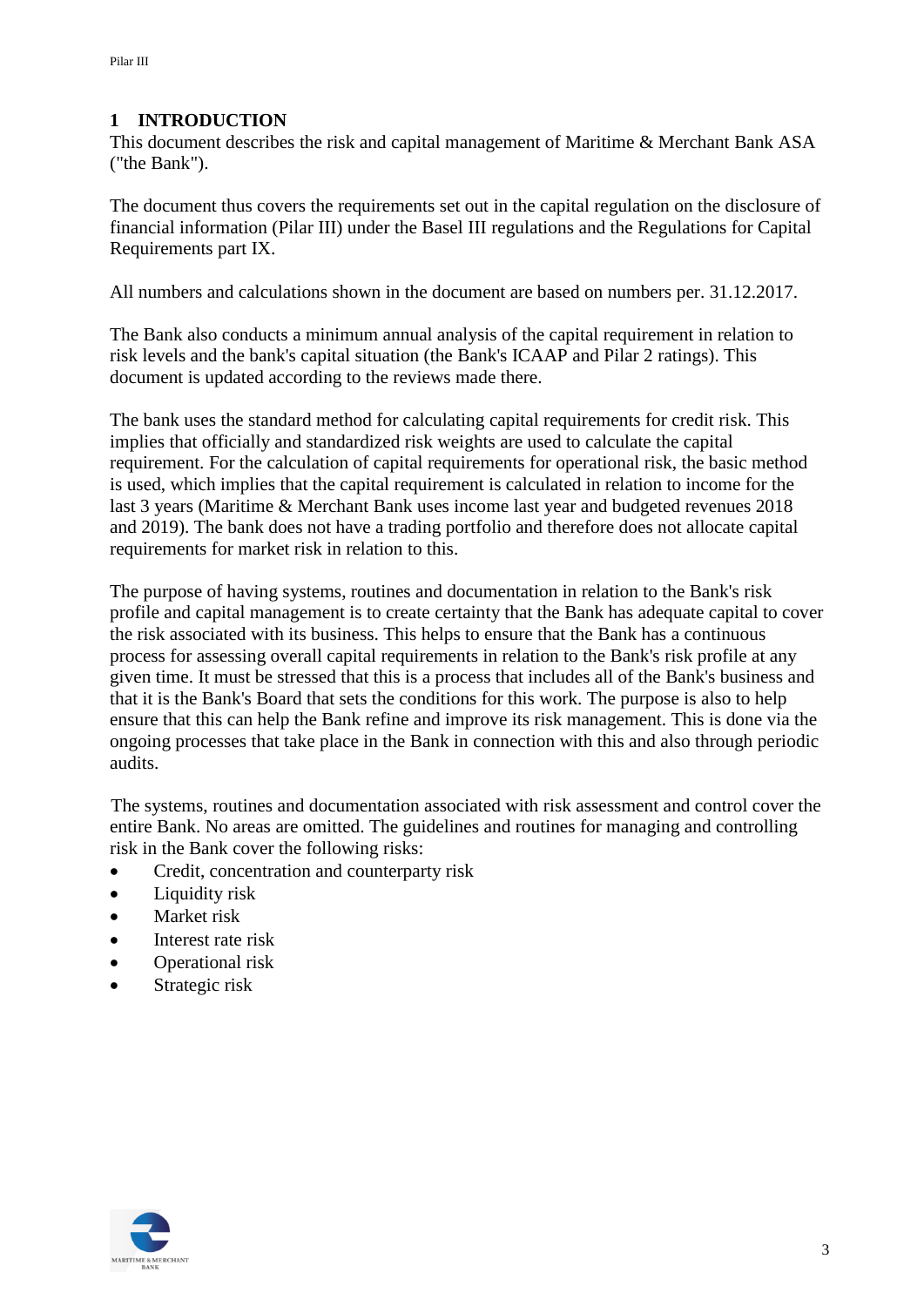# 1 INTRODUCTION

This document describes the risk and capital management of Maritime & Merchant Bank ASA ("the Bank").

The document thus covers the requirements set out in the capital regulation on the disclosure of financial information (Pilar III) under the Basel III regulations and the Regulations for Capital Requirements part IX.

All numbers and calculations shown in the document are based on numbers per. 31.12.2017.

The Bank also conducts a minimum annual analysis of the capital requirement in relation to risk levels and the bank's capital situation (the Bank's ICAAP and Pilar 2 ratings). This document is updated according to the reviews made there.

The bank uses the standard method for calculating capital requirements for credit risk. This implies that officially and standardized risk weights are used to calculate the capital requirement. For the calculation of capital requirements for operational risk, the basic method is used, which implies that the capital requirement is calculated in relation to income for the last 3 years (Maritime & Merchant Bank uses income last year and budgeted revenues 2018 and 2019). The bank does not have a trading portfolio and therefore does not allocate capital requirements for market risk in relation to this.

The purpose of having systems, routines and documentation in relation to the Bank's risk profile and capital management is to create certainty that the Bank has adequate capital to cover the risk associated with its business. This helps to ensure that the Bank has a continuous process for assessing overall capital requirements in relation to the Bank's risk profile at any given time. It must be stressed that this is a process that includes all of the Bank's business and that it is the Bank's Board that sets the conditions for this work. The purpose is also to help ensure that this can help the Bank refine and improve its risk management. This is done via the ongoing processes that take place in the Bank in connection with this and also through periodic audits.

The systems, routines and documentation associated with risk assessment and control cover the entire Bank. No areas are omitted. The guidelines and routines for managing and controlling risk in the Bank cover the following risks:

- Credit, concentration and counterparty risk
- Liquidity risk
- Market risk
- Interest rate risk
- Operational risk
- Strategic risk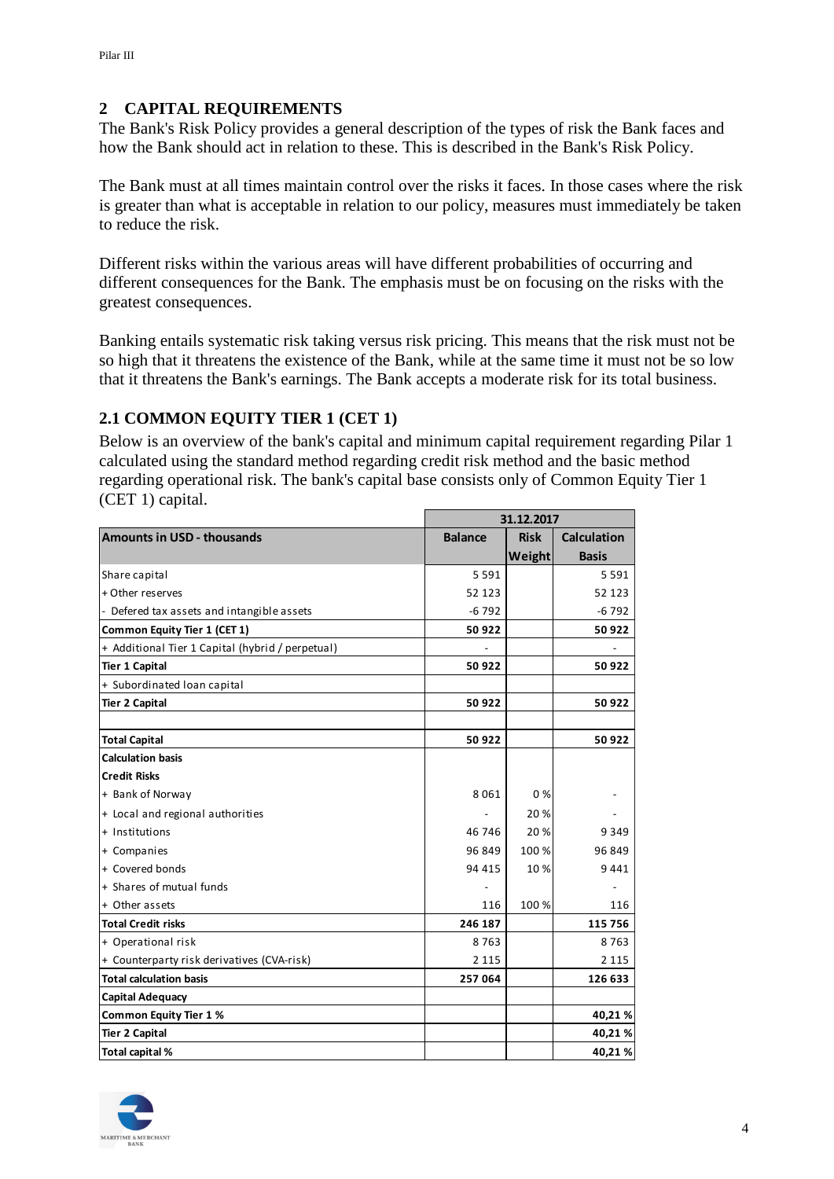## 2 CAPITAL REQUIREMENTS

The Bank's Risk Policy provides a general description of the types of risk the Bank faces and how the Bank should act in relation to these. This is described in the Bank's Risk Policy.

The Bank must at all times maintain control over the risks it faces. In those cases where the risk is greater than what is acceptable in relation to our policy, measures must immediately be taken to reduce the risk.

Different risks within the various areas will have different probabilities of occurring and different consequences for the Bank. The emphasis must be on focusing on the risks with the greatest consequences.

Banking entails systematic risk taking versus risk pricing. This means that the risk must not be so high that it threatens the existence of the Bank, while at the same time it must not be so low that it threatens the Bank's earnings. The Bank accepts a moderate risk for its total business.

### 2.1 COMMON EQUITY TIER 1 (CET 1)

Below is an overview of the bank's capital and minimum capital requirement regarding Pilar 1 calculated using the standard method regarding credit risk method and the basic method regarding operational risk. The bank's capital base consists only of Common Equity Tier 1 (CET 1) capital.

| | 31.12.2017 | | |
|---|---|---|---|
| **Amounts in USD - thousands** | **Balance** | **Risk Weight** | **Calculation Basis** |
| Share capital | 5 591 | | 5 591 |
| + Other reserves | 52 123 | | 52 123 |
| - Defered tax assets and intangible assets | -6 792 | | -6 792 |
| **Common Equity Tier 1 (CET 1)** | **50 922** | | **50 922** |
| + Additional Tier 1 Capital (hybrid / perpetual) | - | | - |
| **Tier 1 Capital** | **50 922** | | **50 922** |
| + Subordinated loan capital | | | |
| **Tier 2 Capital** | **50 922** | | **50 922** |
| | | | |
| **Total Capital** | **50 922** | | **50 922** |
| **Calculation basis** | | | |
| **Credit Risks** | | | |
| + Bank of Norway | 8 061 | 0 % | - |
| + Local and regional authorities | - | 20 % | - |
| + Institutions | 46 746 | 20 % | 9 349 |
| + Companies | 96 849 | 100 % | 96 849 |
| + Covered bonds | 94 415 | 10 % | 9 441 |
| + Shares of mutual funds | - | | - |
| + Other assets | 116 | 100 % | 116 |
| **Total Credit risks** | **246 187** | | **115 756** |
| + Operational risk | 8 763 | | 8 763 |
| + Counterparty risk derivatives (CVA-risk) | 2 115 | | 2 115 |
| **Total calculation basis** | **257 064** | | **126 633** |
| **Capital Adequacy** | | | |
| **Common Equity Tier 1 %** | | | **40,21 %** |
| **Tier 2 Capital** | | | **40,21 %** |
| **Total capital %** | | | **40,21 %** |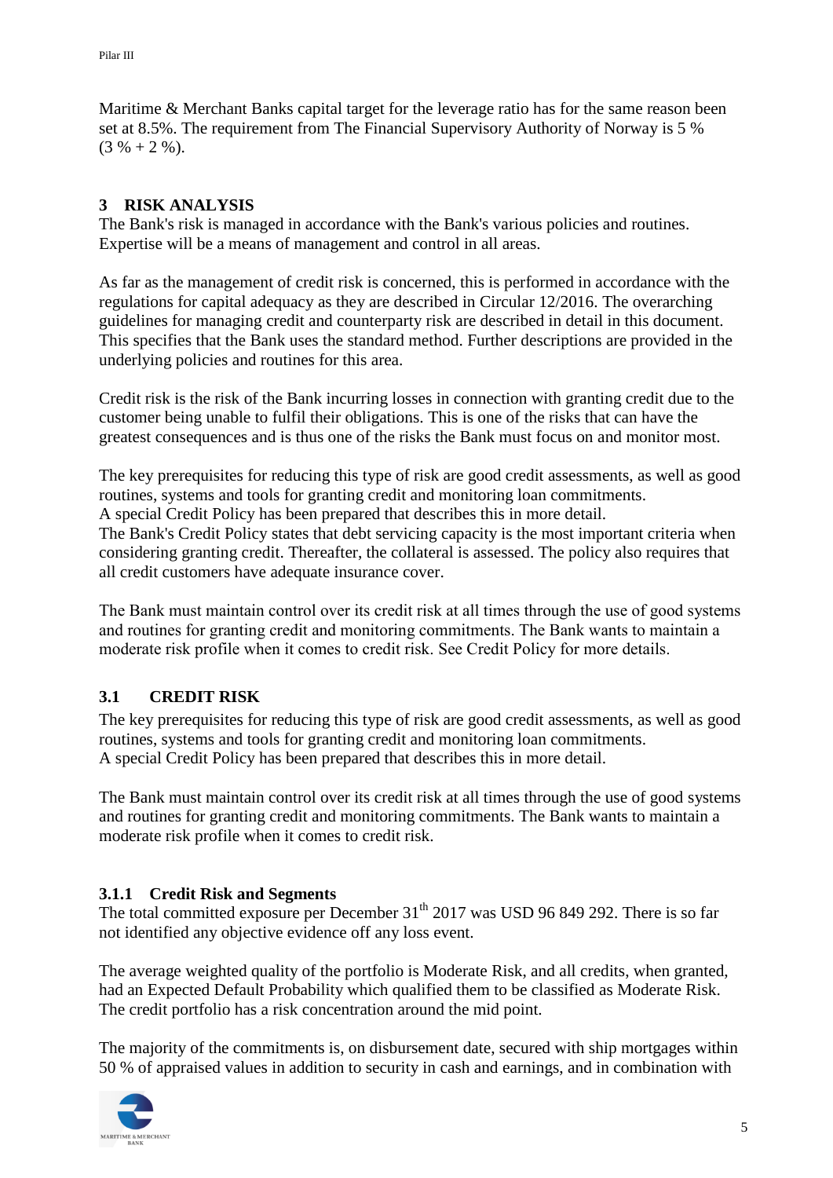Maritime & Merchant Banks capital target for the leverage ratio has for the same reason been set at 8.5%. The requirement from The Financial Supervisory Authority of Norway is 5 % (3 % + 2 %).

# 3 RISK ANALYSIS

The Bank's risk is managed in accordance with the Bank's various policies and routines. Expertise will be a means of management and control in all areas.

As far as the management of credit risk is concerned, this is performed in accordance with the regulations for capital adequacy as they are described in Circular 12/2016. The overarching guidelines for managing credit and counterparty risk are described in detail in this document. This specifies that the Bank uses the standard method. Further descriptions are provided in the underlying policies and routines for this area.

Credit risk is the risk of the Bank incurring losses in connection with granting credit due to the customer being unable to fulfil their obligations. This is one of the risks that can have the greatest consequences and is thus one of the risks the Bank must focus on and monitor most.

The key prerequisites for reducing this type of risk are good credit assessments, as well as good routines, systems and tools for granting credit and monitoring loan commitments.
A special Credit Policy has been prepared that describes this in more detail.
The Bank's Credit Policy states that debt servicing capacity is the most important criteria when considering granting credit. Thereafter, the collateral is assessed. The policy also requires that all credit customers have adequate insurance cover.

The Bank must maintain control over its credit risk at all times through the use of good systems and routines for granting credit and monitoring commitments. The Bank wants to maintain a moderate risk profile when it comes to credit risk. See Credit Policy for more details.

## 3.1 CREDIT RISK

The key prerequisites for reducing this type of risk are good credit assessments, as well as good routines, systems and tools for granting credit and monitoring loan commitments.
A special Credit Policy has been prepared that describes this in more detail.

The Bank must maintain control over its credit risk at all times through the use of good systems and routines for granting credit and monitoring commitments. The Bank wants to maintain a moderate risk profile when it comes to credit risk.

### 3.1.1 Credit Risk and Segments

The total committed exposure per December 31th 2017 was USD 96 849 292. There is so far not identified any objective evidence off any loss event.

The average weighted quality of the portfolio is Moderate Risk, and all credits, when granted, had an Expected Default Probability which qualified them to be classified as Moderate Risk. The credit portfolio has a risk concentration around the mid point.

The majority of the commitments is, on disbursement date, secured with ship mortgages within 50 % of appraised values in addition to security in cash and earnings, and in combination with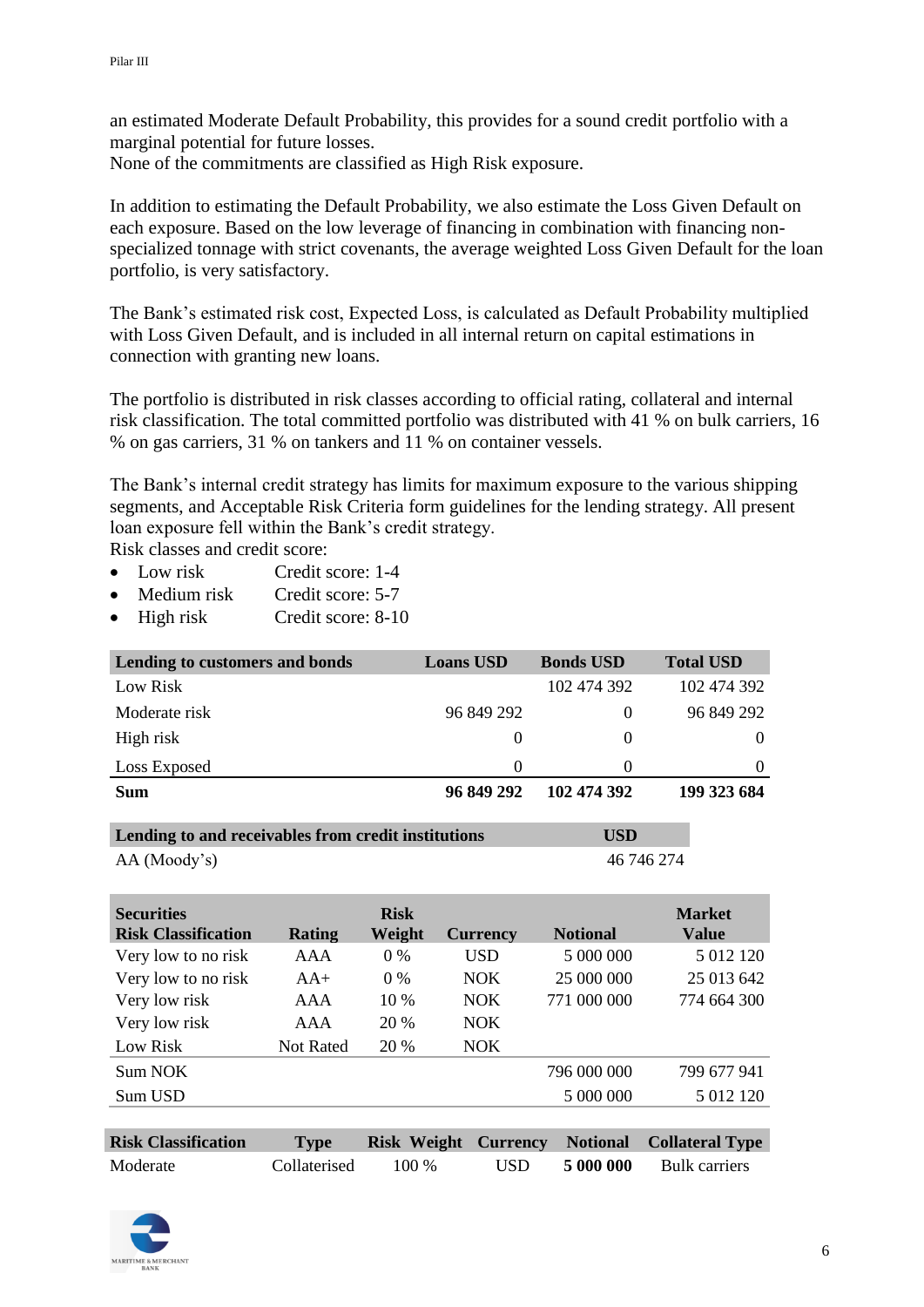an estimated Moderate Default Probability, this provides for a sound credit portfolio with a marginal potential for future losses.
None of the commitments are classified as High Risk exposure.

In addition to estimating the Default Probability, we also estimate the Loss Given Default on each exposure. Based on the low leverage of financing in combination with financing non-specialized tonnage with strict covenants, the average weighted Loss Given Default for the loan portfolio, is very satisfactory.

The Bank's estimated risk cost, Expected Loss, is calculated as Default Probability multiplied with Loss Given Default, and is included in all internal return on capital estimations in connection with granting new loans.

The portfolio is distributed in risk classes according to official rating, collateral and internal risk classification. The total committed portfolio was distributed with 41 % on bulk carriers, 16 % on gas carriers, 31 % on tankers and 11 % on container vessels.

The Bank's internal credit strategy has limits for maximum exposure to the various shipping segments, and Acceptable Risk Criteria form guidelines for the lending strategy. All present loan exposure fell within the Bank's credit strategy.
Risk classes and credit score:

- Low risk Credit score: 1-4
- Medium risk Credit score: 5-7
- High risk Credit score: 8-10

| Lending to customers and bonds | Loans USD | Bonds USD | Total USD |
|---|---|---|---|
| Low Risk | | 102 474 392 | 102 474 392 |
| Moderate risk | 96 849 292 | 0 | 96 849 292 |
| High risk | 0 | 0 | 0 |
| Loss Exposed | 0 | 0 | 0 |
| **Sum** | **96 849 292** | **102 474 392** | **199 323 684** |

| Lending to and receivables from credit institutions | USD |
|---|---|
| AA (Moody's) | 46 746 274 |

| Securities Risk Classification | Rating | Risk Weight | Currency | Notional | Market Value |
|---|---|---|---|---|---|
| Very low to no risk | AAA | 0 % | USD | 5 000 000 | 5 012 120 |
| Very low to no risk | AA+ | 0 % | NOK | 25 000 000 | 25 013 642 |
| Very low risk | AAA | 10 % | NOK | 771 000 000 | 774 664 300 |
| Very low risk | AAA | 20 % | NOK | | |
| Low Risk | Not Rated | 20 % | NOK | | |
| Sum NOK | | | | 796 000 000 | 799 677 941 |
| Sum USD | | | | 5 000 000 | 5 012 120 |

| Risk Classification | Type | Risk Weight | Currency | Notional | Collateral Type |
|---|---|---|---|---|---|
| Moderate | Collaterised | 100 % | USD | **5 000 000** | Bulk carriers |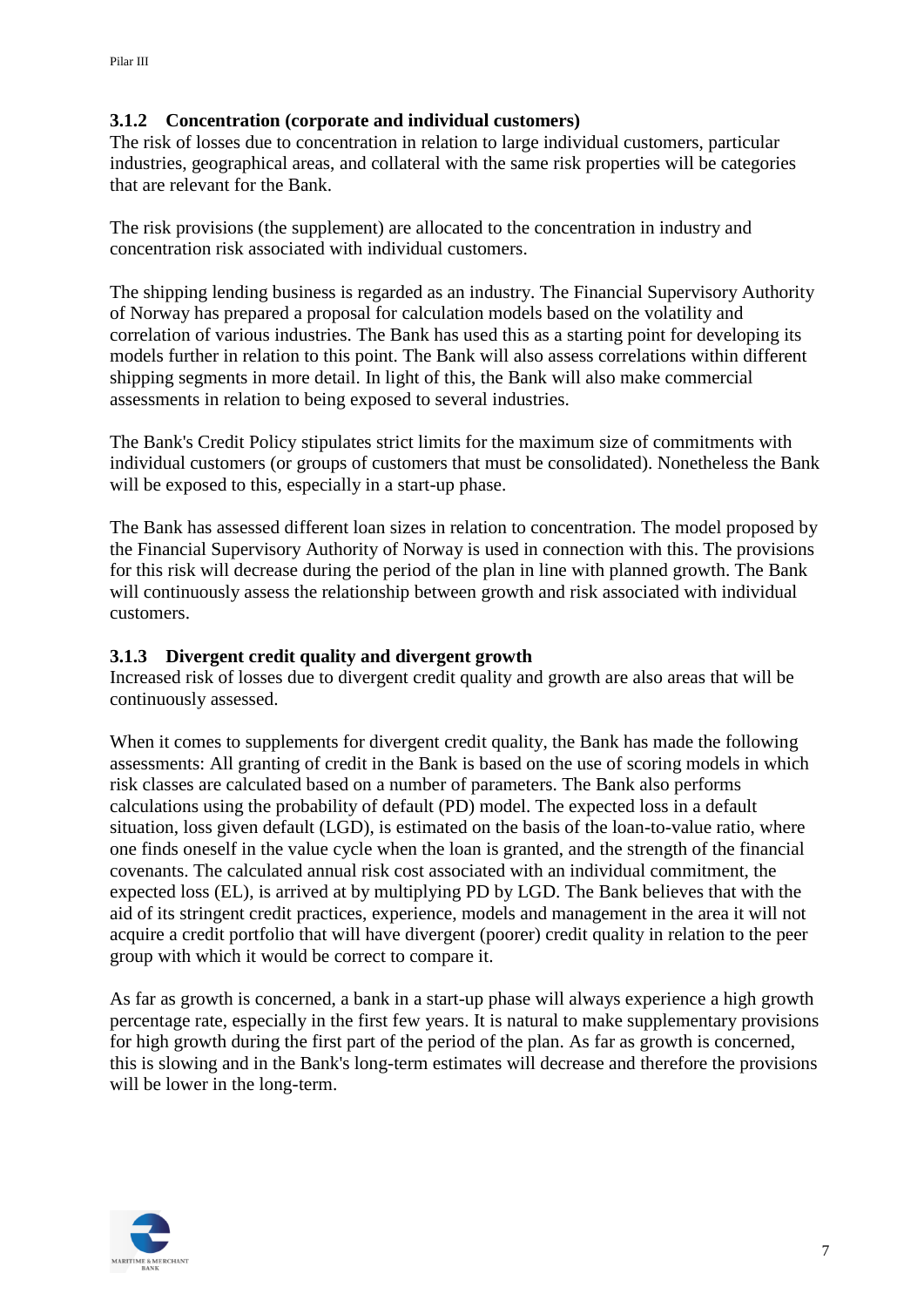### 3.1.2 Concentration (corporate and individual customers)

The risk of losses due to concentration in relation to large individual customers, particular industries, geographical areas, and collateral with the same risk properties will be categories that are relevant for the Bank.

The risk provisions (the supplement) are allocated to the concentration in industry and concentration risk associated with individual customers.

The shipping lending business is regarded as an industry. The Financial Supervisory Authority of Norway has prepared a proposal for calculation models based on the volatility and correlation of various industries. The Bank has used this as a starting point for developing its models further in relation to this point. The Bank will also assess correlations within different shipping segments in more detail. In light of this, the Bank will also make commercial assessments in relation to being exposed to several industries.

The Bank's Credit Policy stipulates strict limits for the maximum size of commitments with individual customers (or groups of customers that must be consolidated). Nonetheless the Bank will be exposed to this, especially in a start-up phase.

The Bank has assessed different loan sizes in relation to concentration. The model proposed by the Financial Supervisory Authority of Norway is used in connection with this. The provisions for this risk will decrease during the period of the plan in line with planned growth. The Bank will continuously assess the relationship between growth and risk associated with individual customers.

### 3.1.3 Divergent credit quality and divergent growth

Increased risk of losses due to divergent credit quality and growth are also areas that will be continuously assessed.

When it comes to supplements for divergent credit quality, the Bank has made the following assessments: All granting of credit in the Bank is based on the use of scoring models in which risk classes are calculated based on a number of parameters. The Bank also performs calculations using the probability of default (PD) model. The expected loss in a default situation, loss given default (LGD), is estimated on the basis of the loan-to-value ratio, where one finds oneself in the value cycle when the loan is granted, and the strength of the financial covenants. The calculated annual risk cost associated with an individual commitment, the expected loss (EL), is arrived at by multiplying PD by LGD. The Bank believes that with the aid of its stringent credit practices, experience, models and management in the area it will not acquire a credit portfolio that will have divergent (poorer) credit quality in relation to the peer group with which it would be correct to compare it.

As far as growth is concerned, a bank in a start-up phase will always experience a high growth percentage rate, especially in the first few years. It is natural to make supplementary provisions for high growth during the first part of the period of the plan. As far as growth is concerned, this is slowing and in the Bank's long-term estimates will decrease and therefore the provisions will be lower in the long-term.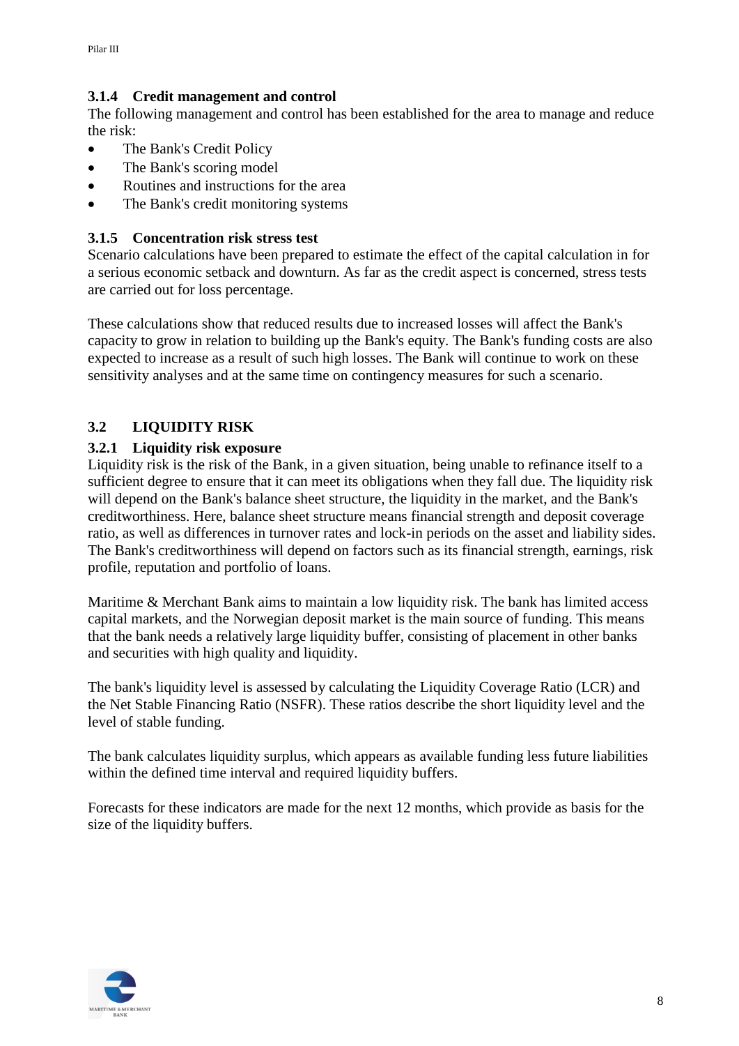### 3.1.4 Credit management and control

The following management and control has been established for the area to manage and reduce the risk:

- The Bank's Credit Policy
- The Bank's scoring model
- Routines and instructions for the area
- The Bank's credit monitoring systems

### 3.1.5 Concentration risk stress test

Scenario calculations have been prepared to estimate the effect of the capital calculation in for a serious economic setback and downturn. As far as the credit aspect is concerned, stress tests are carried out for loss percentage.

These calculations show that reduced results due to increased losses will affect the Bank's capacity to grow in relation to building up the Bank's equity. The Bank's funding costs are also expected to increase as a result of such high losses. The Bank will continue to work on these sensitivity analyses and at the same time on contingency measures for such a scenario.

## 3.2 LIQUIDITY RISK

### 3.2.1 Liquidity risk exposure

Liquidity risk is the risk of the Bank, in a given situation, being unable to refinance itself to a sufficient degree to ensure that it can meet its obligations when they fall due. The liquidity risk will depend on the Bank's balance sheet structure, the liquidity in the market, and the Bank's creditworthiness. Here, balance sheet structure means financial strength and deposit coverage ratio, as well as differences in turnover rates and lock-in periods on the asset and liability sides. The Bank's creditworthiness will depend on factors such as its financial strength, earnings, risk profile, reputation and portfolio of loans.

Maritime & Merchant Bank aims to maintain a low liquidity risk. The bank has limited access capital markets, and the Norwegian deposit market is the main source of funding. This means that the bank needs a relatively large liquidity buffer, consisting of placement in other banks and securities with high quality and liquidity.

The bank's liquidity level is assessed by calculating the Liquidity Coverage Ratio (LCR) and the Net Stable Financing Ratio (NSFR). These ratios describe the short liquidity level and the level of stable funding.

The bank calculates liquidity surplus, which appears as available funding less future liabilities within the defined time interval and required liquidity buffers.

Forecasts for these indicators are made for the next 12 months, which provide as basis for the size of the liquidity buffers.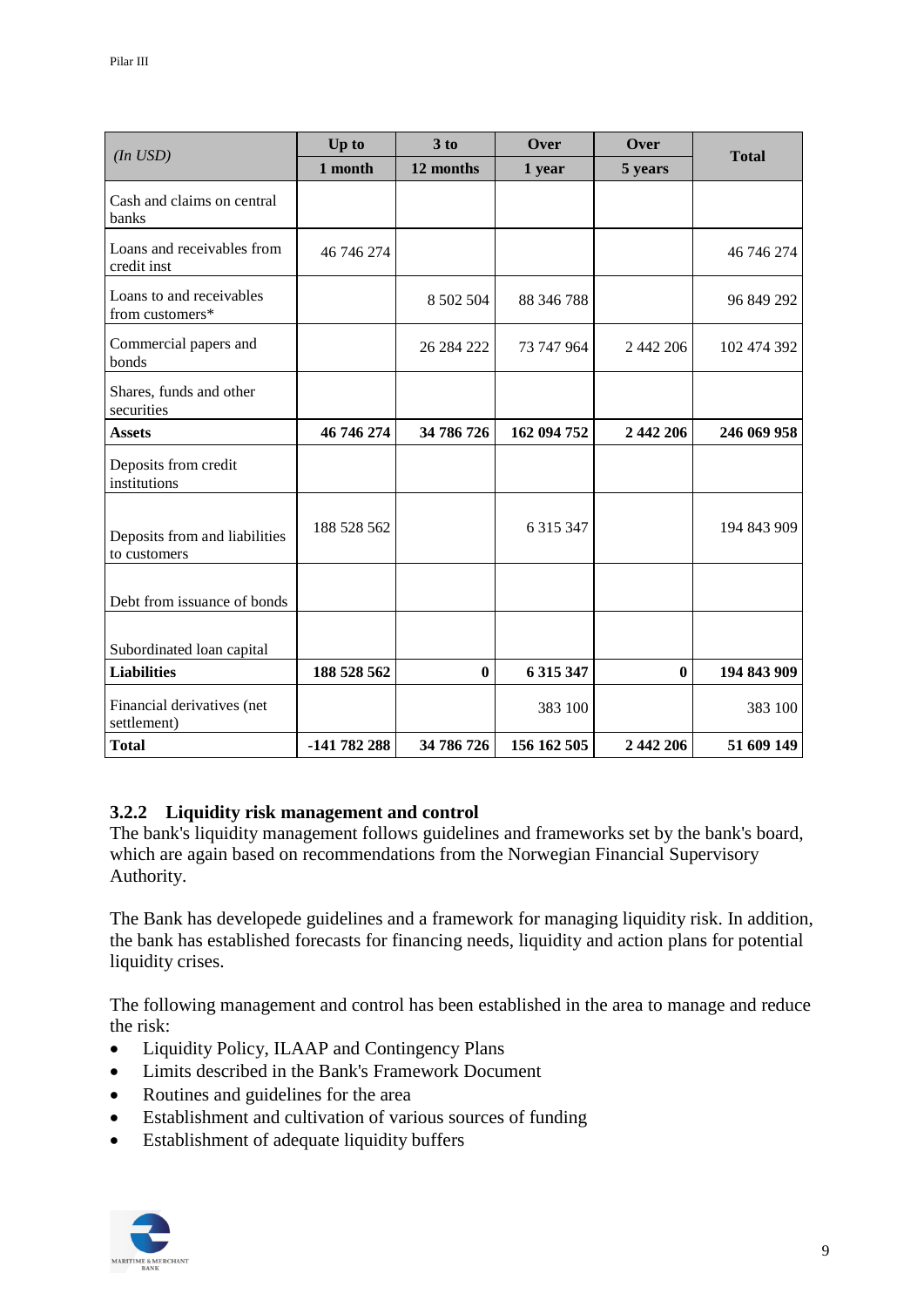| *(In USD)* | Up to | 3 to | Over | Over | Total |
|---|---|---|---|---|---|
| | 1 month | 12 months | 1 year | 5 years | |
| Cash and claims on central banks | | | | | |
| Loans and receivables from credit inst | 46 746 274 | | | | 46 746 274 |
| Loans to and receivables from customers* | | 8 502 504 | 88 346 788 | | 96 849 292 |
| Commercial papers and bonds | | 26 284 222 | 73 747 964 | 2 442 206 | 102 474 392 |
| Shares, funds and other securities | | | | | |
| **Assets** | **46 746 274** | **34 786 726** | **162 094 752** | **2 442 206** | **246 069 958** |
| Deposits from credit institutions | | | | | |
| Deposits from and liabilities to customers | 188 528 562 | | 6 315 347 | | 194 843 909 |
| Debt from issuance of bonds | | | | | |
| Subordinated loan capital | | | | | |
| **Liabilities** | **188 528 562** | **0** | **6 315 347** | **0** | **194 843 909** |
| Financial derivatives (net settlement) | | | 383 100 | | 383 100 |
| **Total** | **-141 782 288** | **34 786 726** | **156 162 505** | **2 442 206** | **51 609 149** |

### 3.2.2 Liquidity risk management and control

The bank's liquidity management follows guidelines and frameworks set by the bank's board, which are again based on recommendations from the Norwegian Financial Supervisory Authority.

The Bank has developede guidelines and a framework for managing liquidity risk. In addition, the bank has established forecasts for financing needs, liquidity and action plans for potential liquidity crises.

The following management and control has been established in the area to manage and reduce the risk:

- Liquidity Policy, ILAAP and Contingency Plans
- Limits described in the Bank's Framework Document
- Routines and guidelines for the area
- Establishment and cultivation of various sources of funding
- Establishment of adequate liquidity buffers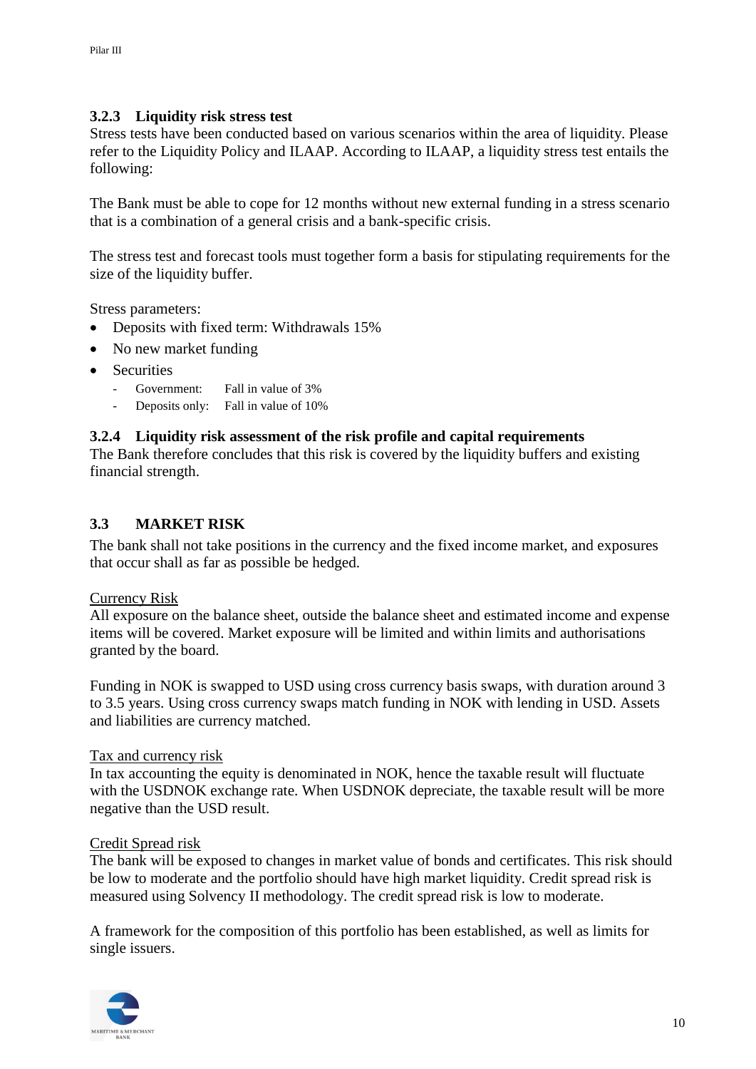### 3.2.3 Liquidity risk stress test

Stress tests have been conducted based on various scenarios within the area of liquidity. Please refer to the Liquidity Policy and ILAAP. According to ILAAP, a liquidity stress test entails the following:

The Bank must be able to cope for 12 months without new external funding in a stress scenario that is a combination of a general crisis and a bank-specific crisis.

The stress test and forecast tools must together form a basis for stipulating requirements for the size of the liquidity buffer.

Stress parameters:

- Deposits with fixed term: Withdrawals 15%
- No new market funding
- Securities
  - Government: Fall in value of 3%
  - Deposits only: Fall in value of 10%

### 3.2.4 Liquidity risk assessment of the risk profile and capital requirements

The Bank therefore concludes that this risk is covered by the liquidity buffers and existing financial strength.

## 3.3 MARKET RISK

The bank shall not take positions in the currency and the fixed income market, and exposures that occur shall as far as possible be hedged.

<u>Currency Risk</u>

All exposure on the balance sheet, outside the balance sheet and estimated income and expense items will be covered. Market exposure will be limited and within limits and authorisations granted by the board.

Funding in NOK is swapped to USD using cross currency basis swaps, with duration around 3 to 3.5 years. Using cross currency swaps match funding in NOK with lending in USD. Assets and liabilities are currency matched.

<u>Tax and currency risk</u>

In tax accounting the equity is denominated in NOK, hence the taxable result will fluctuate with the USDNOK exchange rate. When USDNOK depreciate, the taxable result will be more negative than the USD result.

<u>Credit Spread risk</u>

The bank will be exposed to changes in market value of bonds and certificates. This risk should be low to moderate and the portfolio should have high market liquidity. Credit spread risk is measured using Solvency II methodology. The credit spread risk is low to moderate.

A framework for the composition of this portfolio has been established, as well as limits for single issuers.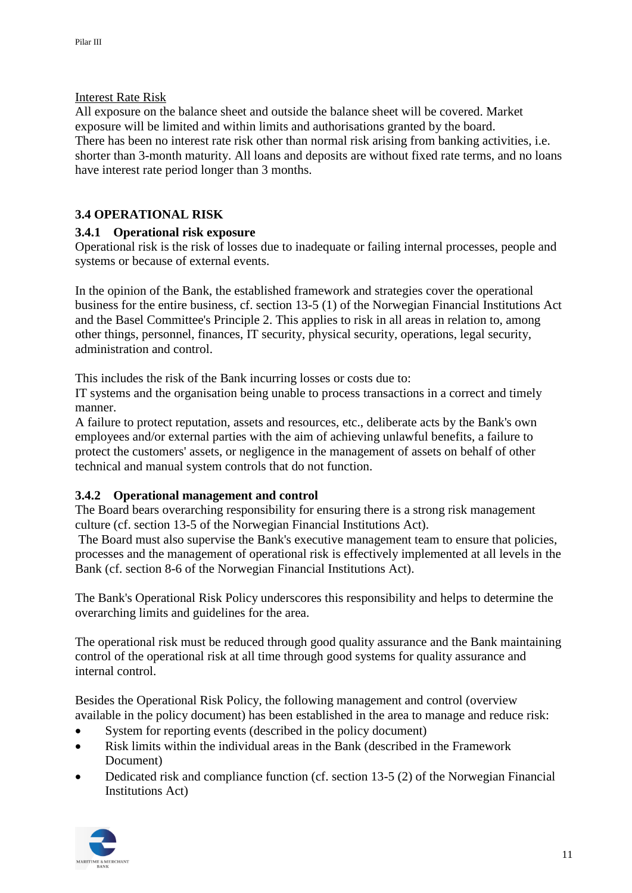Interest Rate Risk

All exposure on the balance sheet and outside the balance sheet will be covered. Market exposure will be limited and within limits and authorisations granted by the board.
There has been no interest rate risk other than normal risk arising from banking activities, i.e. shorter than 3-month maturity. All loans and deposits are without fixed rate terms, and no loans have interest rate period longer than 3 months.

## 3.4 OPERATIONAL RISK

### 3.4.1 Operational risk exposure

Operational risk is the risk of losses due to inadequate or failing internal processes, people and systems or because of external events.

In the opinion of the Bank, the established framework and strategies cover the operational business for the entire business, cf. section 13-5 (1) of the Norwegian Financial Institutions Act and the Basel Committee's Principle 2. This applies to risk in all areas in relation to, among other things, personnel, finances, IT security, physical security, operations, legal security, administration and control.

This includes the risk of the Bank incurring losses or costs due to:
IT systems and the organisation being unable to process transactions in a correct and timely manner.
A failure to protect reputation, assets and resources, etc., deliberate acts by the Bank's own employees and/or external parties with the aim of achieving unlawful benefits, a failure to protect the customers' assets, or negligence in the management of assets on behalf of other technical and manual system controls that do not function.

### 3.4.2 Operational management and control

The Board bears overarching responsibility for ensuring there is a strong risk management culture (cf. section 13-5 of the Norwegian Financial Institutions Act).
The Board must also supervise the Bank's executive management team to ensure that policies, processes and the management of operational risk is effectively implemented at all levels in the Bank (cf. section 8-6 of the Norwegian Financial Institutions Act).

The Bank's Operational Risk Policy underscores this responsibility and helps to determine the overarching limits and guidelines for the area.

The operational risk must be reduced through good quality assurance and the Bank maintaining control of the operational risk at all time through good systems for quality assurance and internal control.

Besides the Operational Risk Policy, the following management and control (overview available in the policy document) has been established in the area to manage and reduce risk:

- System for reporting events (described in the policy document)
- Risk limits within the individual areas in the Bank (described in the Framework Document)
- Dedicated risk and compliance function (cf. section 13-5 (2) of the Norwegian Financial Institutions Act)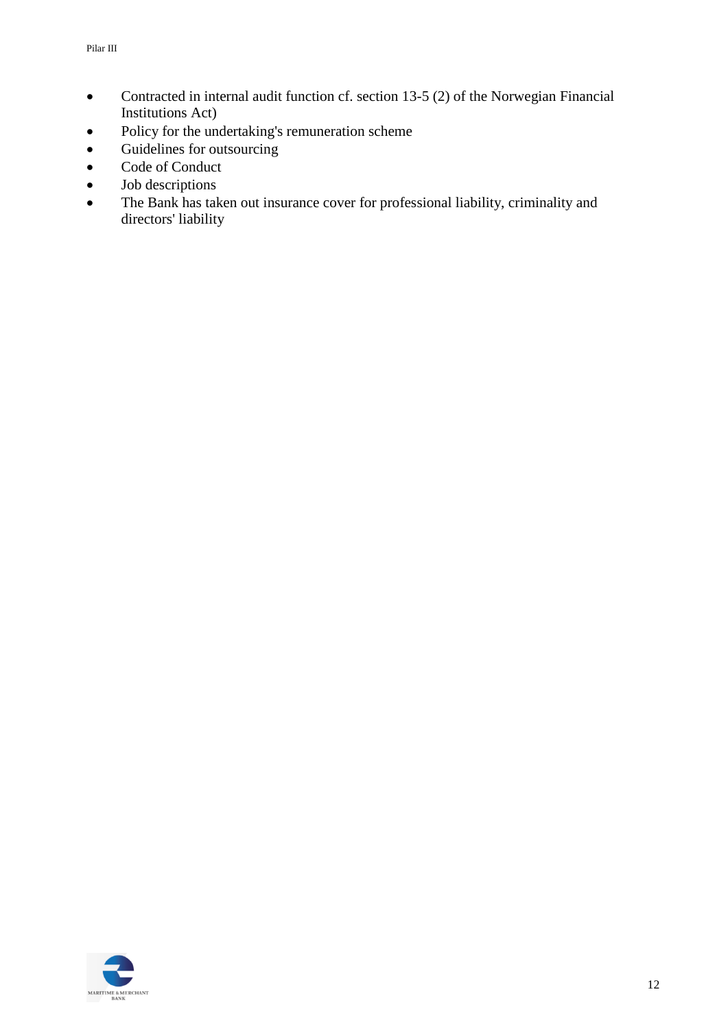- Contracted in internal audit function cf. section 13-5 (2) of the Norwegian Financial Institutions Act)
- Policy for the undertaking's remuneration scheme
- Guidelines for outsourcing
- Code of Conduct
- Job descriptions
- The Bank has taken out insurance cover for professional liability, criminality and directors' liability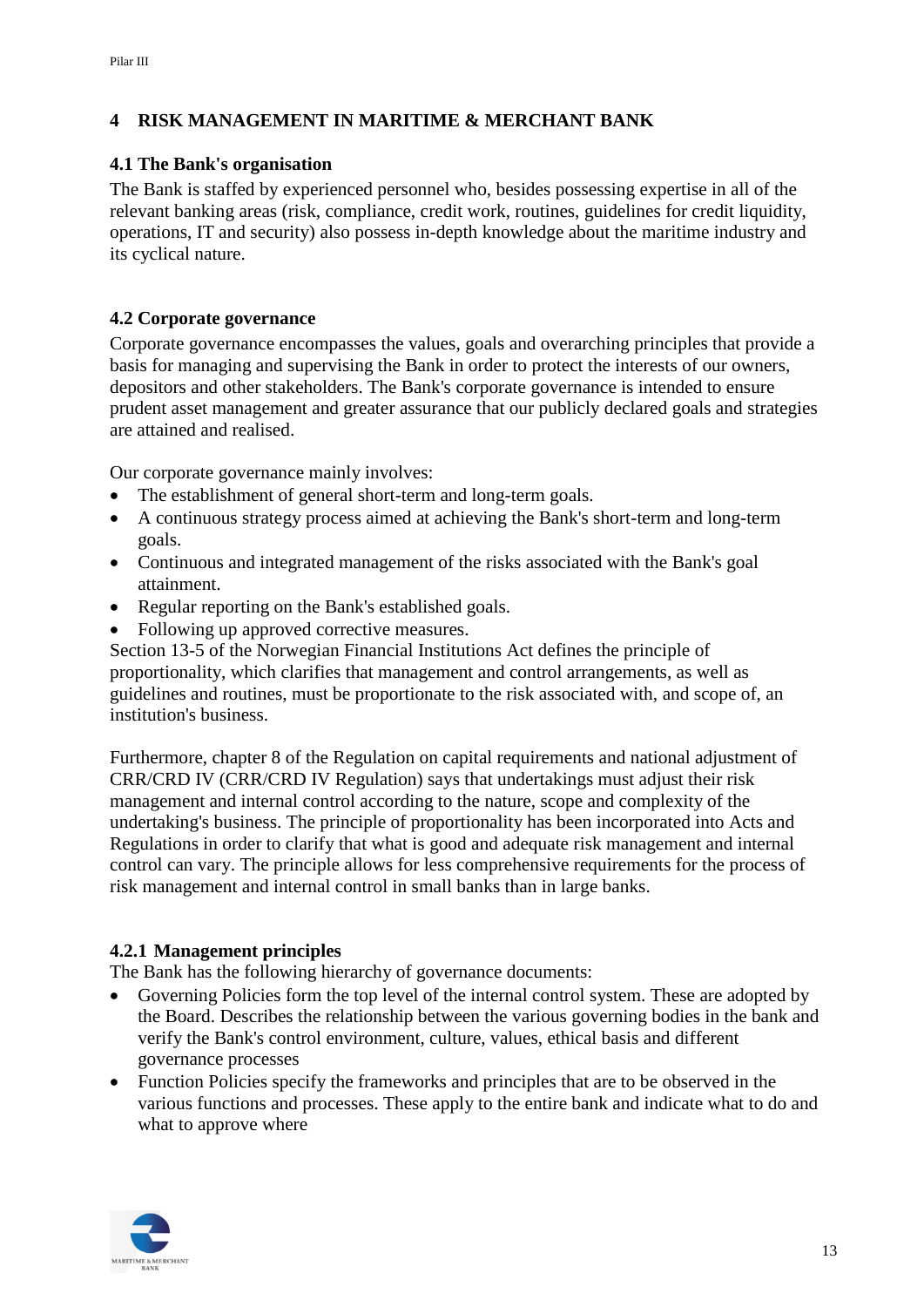# 4 RISK MANAGEMENT IN MARITIME & MERCHANT BANK

## 4.1 The Bank's organisation

The Bank is staffed by experienced personnel who, besides possessing expertise in all of the relevant banking areas (risk, compliance, credit work, routines, guidelines for credit liquidity, operations, IT and security) also possess in-depth knowledge about the maritime industry and its cyclical nature.

## 4.2 Corporate governance

Corporate governance encompasses the values, goals and overarching principles that provide a basis for managing and supervising the Bank in order to protect the interests of our owners, depositors and other stakeholders. The Bank's corporate governance is intended to ensure prudent asset management and greater assurance that our publicly declared goals and strategies are attained and realised.

Our corporate governance mainly involves:

- The establishment of general short-term and long-term goals.
- A continuous strategy process aimed at achieving the Bank's short-term and long-term goals.
- Continuous and integrated management of the risks associated with the Bank's goal attainment.
- Regular reporting on the Bank's established goals.
- Following up approved corrective measures.

Section 13-5 of the Norwegian Financial Institutions Act defines the principle of proportionality, which clarifies that management and control arrangements, as well as guidelines and routines, must be proportionate to the risk associated with, and scope of, an institution's business.

Furthermore, chapter 8 of the Regulation on capital requirements and national adjustment of CRR/CRD IV (CRR/CRD IV Regulation) says that undertakings must adjust their risk management and internal control according to the nature, scope and complexity of the undertaking's business. The principle of proportionality has been incorporated into Acts and Regulations in order to clarify that what is good and adequate risk management and internal control can vary. The principle allows for less comprehensive requirements for the process of risk management and internal control in small banks than in large banks.

### 4.2.1 Management principles

The Bank has the following hierarchy of governance documents:

- Governing Policies form the top level of the internal control system. These are adopted by the Board. Describes the relationship between the various governing bodies in the bank and verify the Bank's control environment, culture, values, ethical basis and different governance processes
- Function Policies specify the frameworks and principles that are to be observed in the various functions and processes. These apply to the entire bank and indicate what to do and what to approve where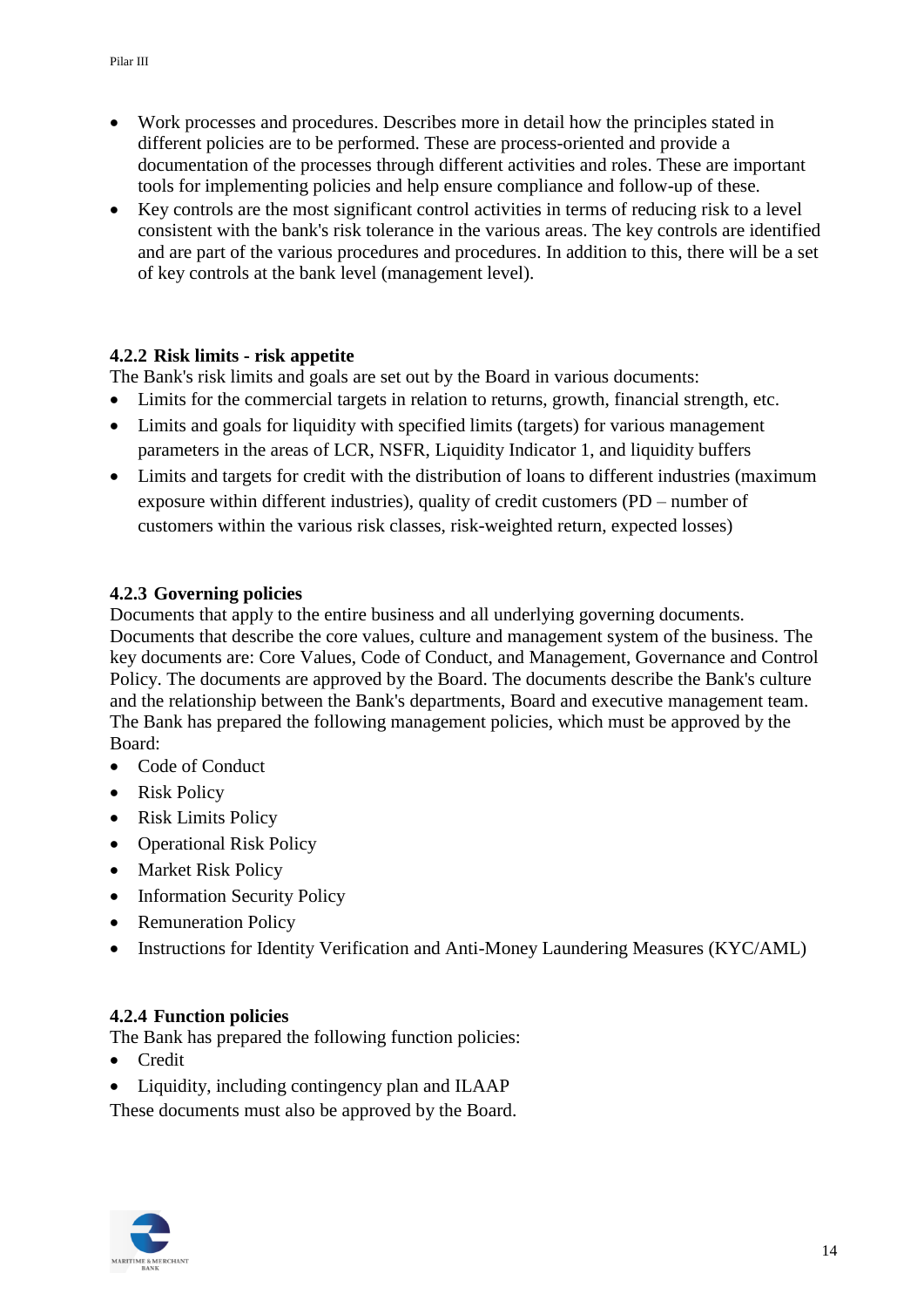- Work processes and procedures. Describes more in detail how the principles stated in different policies are to be performed. These are process-oriented and provide a documentation of the processes through different activities and roles. These are important tools for implementing policies and help ensure compliance and follow-up of these.
- Key controls are the most significant control activities in terms of reducing risk to a level consistent with the bank's risk tolerance in the various areas. The key controls are identified and are part of the various procedures and procedures. In addition to this, there will be a set of key controls at the bank level (management level).

### 4.2.2 Risk limits - risk appetite

The Bank's risk limits and goals are set out by the Board in various documents:

- Limits for the commercial targets in relation to returns, growth, financial strength, etc.
- Limits and goals for liquidity with specified limits (targets) for various management parameters in the areas of LCR, NSFR, Liquidity Indicator 1, and liquidity buffers
- Limits and targets for credit with the distribution of loans to different industries (maximum exposure within different industries), quality of credit customers (PD – number of customers within the various risk classes, risk-weighted return, expected losses)

### 4.2.3 Governing policies

Documents that apply to the entire business and all underlying governing documents. Documents that describe the core values, culture and management system of the business. The key documents are: Core Values, Code of Conduct, and Management, Governance and Control Policy. The documents are approved by the Board. The documents describe the Bank's culture and the relationship between the Bank's departments, Board and executive management team. The Bank has prepared the following management policies, which must be approved by the Board:

- Code of Conduct
- Risk Policy
- Risk Limits Policy
- Operational Risk Policy
- Market Risk Policy
- Information Security Policy
- Remuneration Policy
- Instructions for Identity Verification and Anti-Money Laundering Measures (KYC/AML)

### 4.2.4 Function policies

The Bank has prepared the following function policies:

- Credit
- Liquidity, including contingency plan and ILAAP

These documents must also be approved by the Board.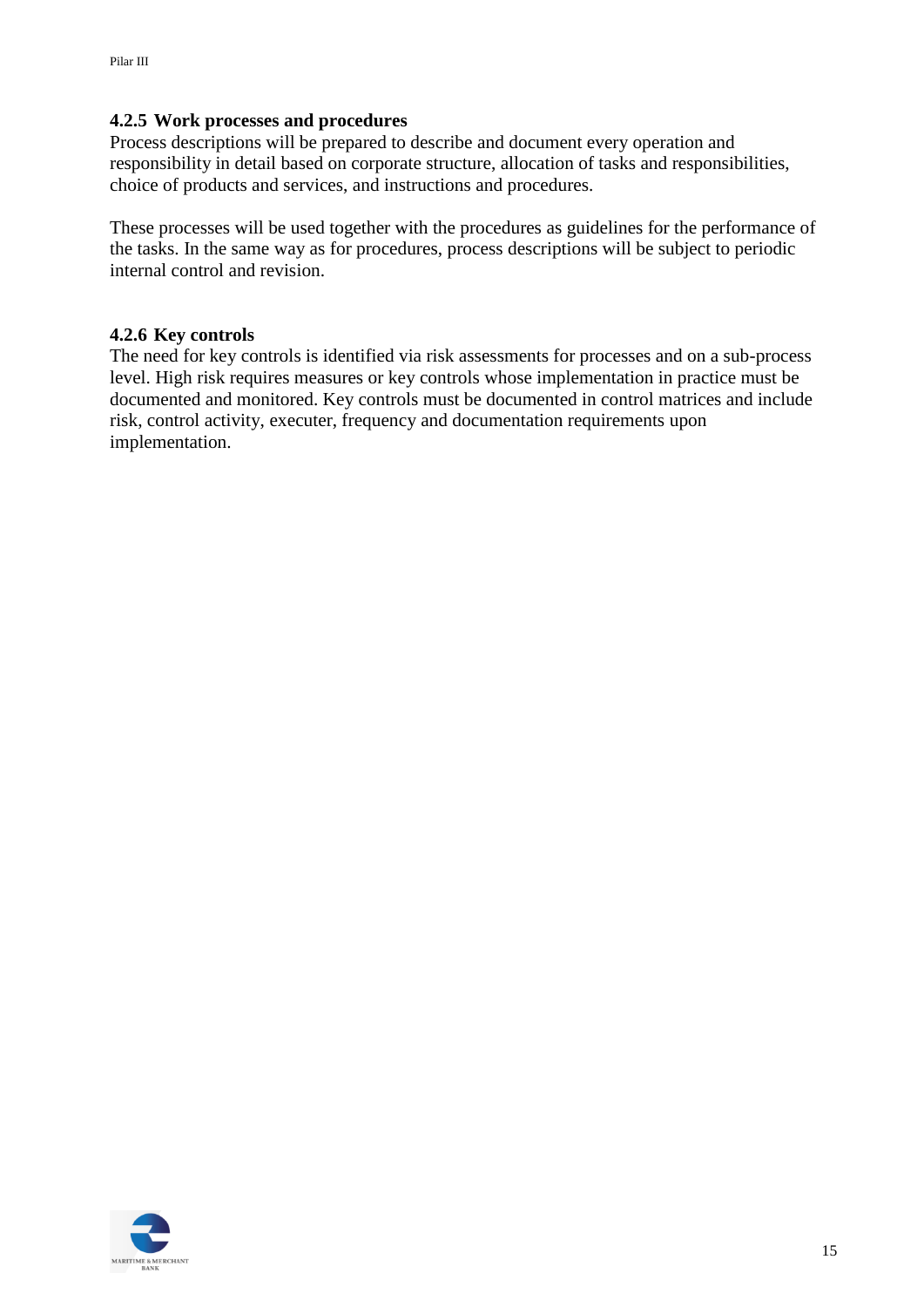### 4.2.5 Work processes and procedures

Process descriptions will be prepared to describe and document every operation and responsibility in detail based on corporate structure, allocation of tasks and responsibilities, choice of products and services, and instructions and procedures.

These processes will be used together with the procedures as guidelines for the performance of the tasks. In the same way as for procedures, process descriptions will be subject to periodic internal control and revision.

### 4.2.6 Key controls

The need for key controls is identified via risk assessments for processes and on a sub-process level. High risk requires measures or key controls whose implementation in practice must be documented and monitored. Key controls must be documented in control matrices and include risk, control activity, executer, frequency and documentation requirements upon implementation.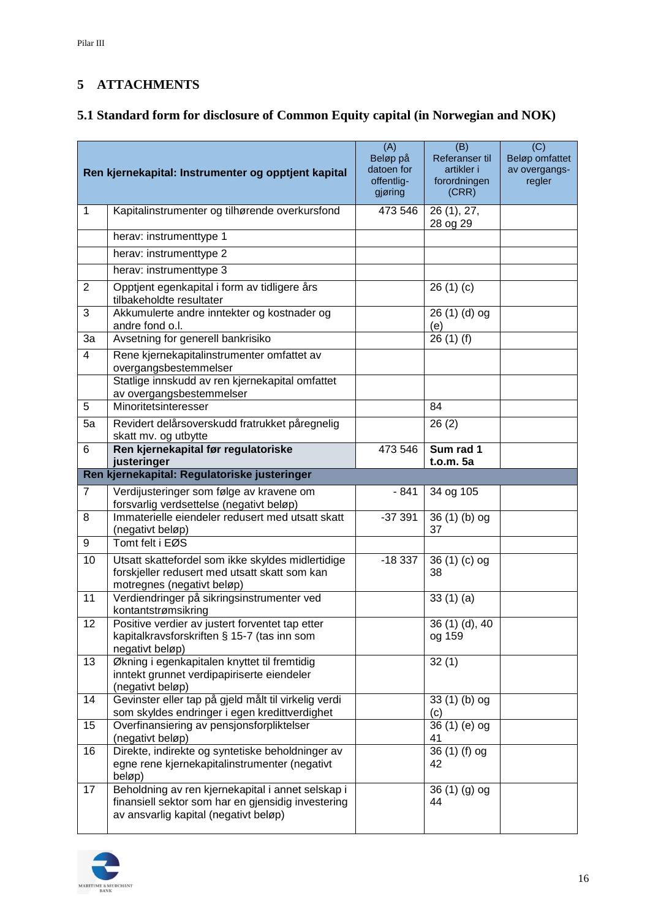# 5 ATTACHMENTS

## 5.1 Standard form for disclosure of Common Equity capital (in Norwegian and NOK)

| | Ren kjernekapital: Instrumenter og opptjent kapital | (A) Beløp på datoen for offentlig-gjøring | (B) Referanser til artikler i forordningen (CRR) | (C) Beløp omfattet av overgangs-regler |
|---|---|---|---|---|
| 1 | Kapitalinstrumenter og tilhørende overkursfond | 473 546 | 26 (1), 27, 28 og 29 | |
| | herav: instrumenttype 1 | | | |
| | herav: instrumenttype 2 | | | |
| | herav: instrumenttype 3 | | | |
| 2 | Opptjent egenkapital i form av tidligere års tilbakeholdte resultater | | 26 (1) (c) | |
| 3 | Akkumulerte andre inntekter og kostnader og andre fond o.l. | | 26 (1) (d) og (e) | |
| 3a | Avsetning for generell bankrisiko | | 26 (1) (f) | |
| 4 | Rene kjernekapitalinstrumenter omfattet av overgangsbestemmelser | | | |
| | Statlige innskudd av ren kjernekapital omfattet av overgangsbestemmelser | | | |
| 5 | Minoritetsinteresser | | 84 | |
| 5a | Revidert delårsoverskudd fratrukket påregnelig skatt mv. og utbytte | | 26 (2) | |
| 6 | **Ren kjernekapital før regulatoriske justeringer** | 473 546 | **Sum rad 1 t.o.m. 5a** | |
| | **Ren kjernekapital: Regulatoriske justeringer** | | | |
| 7 | Verdijusteringer som følge av kravene om forsvarlig verdsettelse (negativt beløp) | - 841 | 34 og 105 | |
| 8 | Immaterielle eiendeler redusert med utsatt skatt (negativt beløp) | -37 391 | 36 (1) (b) og 37 | |
| 9 | Tomt felt i EØS | | | |
| 10 | Utsatt skattefordel som ikke skyldes midlertidige forskjeller redusert med utsatt skatt som kan motregnes (negativt beløp) | -18 337 | 36 (1) (c) og 38 | |
| 11 | Verdiendringer på sikringsinstrumenter ved kontantstrømsikring | | 33 (1) (a) | |
| 12 | Positive verdier av justert forventet tap etter kapitalkravsforskriften § 15-7 (tas inn som negativt beløp) | | 36 (1) (d), 40 og 159 | |
| 13 | Økning i egenkapitalen knyttet til fremtidig inntekt grunnet verdipapiriserte eiendeler (negativt beløp) | | 32 (1) | |
| 14 | Gevinster eller tap på gjeld målt til virkelig verdi som skyldes endringer i egen kredittverdighet | | 33 (1) (b) og (c) | |
| 15 | Overfinansiering av pensjonsforpliktelser (negativt beløp) | | 36 (1) (e) og 41 | |
| 16 | Direkte, indirekte og syntetiske beholdninger av egne rene kjernekapitalinstrumenter (negativt beløp) | | 36 (1) (f) og 42 | |
| 17 | Beholdning av ren kjernekapital i annet selskap i finansiell sektor som har en gjensidig investering av ansvarlig kapital (negativt beløp) | | 36 (1) (g) og 44 | |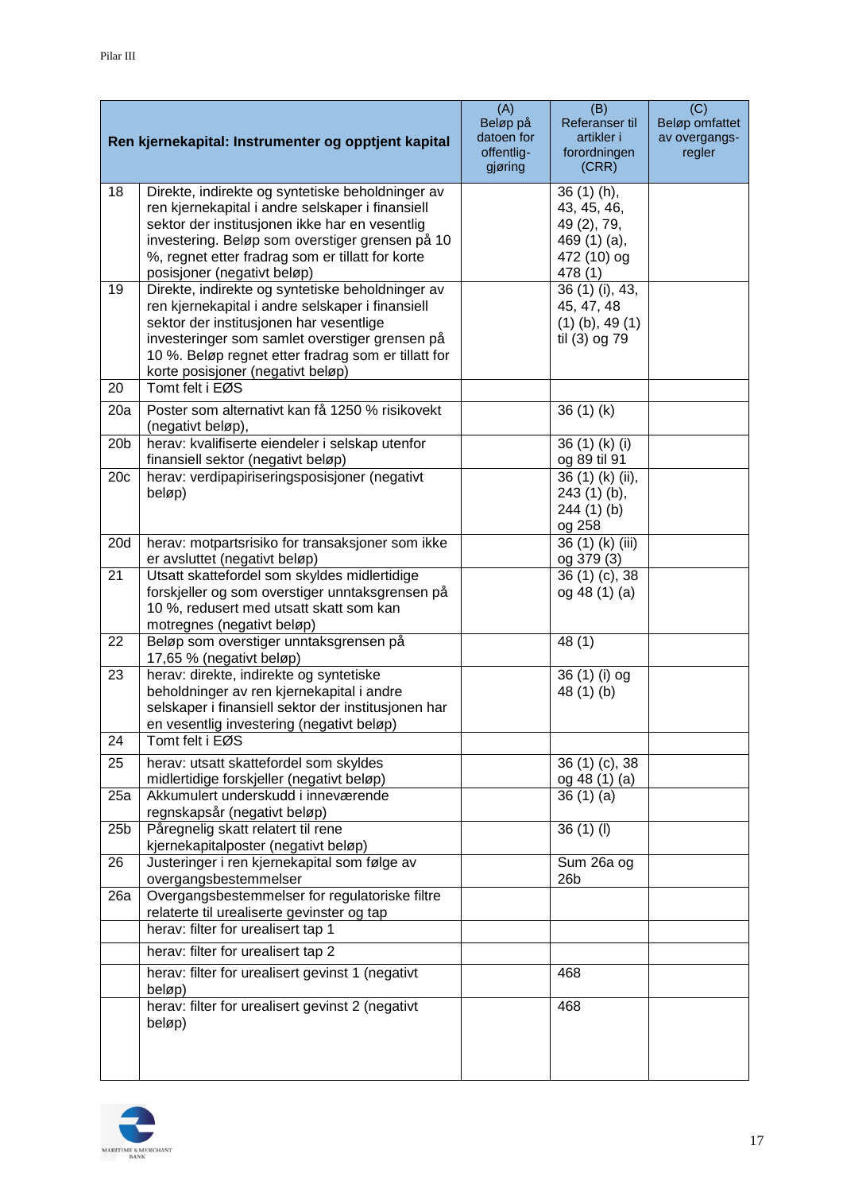| | Ren kjernekapital: Instrumenter og opptjent kapital | (A) Beløp på datoen for offentlig-gjøring | (B) Referanser til artikler i forordningen (CRR) | (C) Beløp omfattet av overgangs-regler |
|---|---|---|---|---|
| 18 | Direkte, indirekte og syntetiske beholdninger av ren kjernekapital i andre selskaper i finansiell sektor der institusjonen ikke har en vesentlig investering. Beløp som overstiger grensen på 10 %, regnet etter fradrag som er tillatt for korte posisjoner (negativt beløp) | | 36 (1) (h), 43, 45, 46, 49 (2), 79, 469 (1) (a), 472 (10) og 478 (1) | |
| 19 | Direkte, indirekte og syntetiske beholdninger av ren kjernekapital i andre selskaper i finansiell sektor der institusjonen har vesentlige investeringer som samlet overstiger grensen på 10 %. Beløp regnet etter fradrag som er tillatt for korte posisjoner (negativt beløp) | | 36 (1) (i), 43, 45, 47, 48 (1) (b), 49 (1) til (3) og 79 | |
| 20 | Tomt felt i EØS | | | |
| 20a | Poster som alternativt kan få 1250 % risikovekt (negativt beløp), | | 36 (1) (k) | |
| 20b | herav: kvalifiserte eiendeler i selskap utenfor finansiell sektor (negativt beløp) | | 36 (1) (k) (i) og 89 til 91 | |
| 20c | herav: verdipapiriseringsposisjoner (negativt beløp) | | 36 (1) (k) (ii), 243 (1) (b), 244 (1) (b) og 258 | |
| 20d | herav: motpartsrisiko for transaksjoner som ikke er avsluttet (negativt beløp) | | 36 (1) (k) (iii) og 379 (3) | |
| 21 | Utsatt skattefordel som skyldes midlertidige forskjeller og som overstiger unntaksgrensen på 10 %, redusert med utsatt skatt som kan motregnes (negativt beløp) | | 36 (1) (c), 38 og 48 (1) (a) | |
| 22 | Beløp som overstiger unntaksgrensen på 17,65 % (negativt beløp) | | 48 (1) | |
| 23 | herav: direkte, indirekte og syntetiske beholdninger av ren kjernekapital i andre selskaper i finansiell sektor der institusjonen har en vesentlig investering (negativt beløp) | | 36 (1) (i) og 48 (1) (b) | |
| 24 | Tomt felt i EØS | | | |
| 25 | herav: utsatt skattefordel som skyldes midlertidige forskjeller (negativt beløp) | | 36 (1) (c), 38 og 48 (1) (a) | |
| 25a | Akkumulert underskudd i inneværende regnskapsår (negativt beløp) | | 36 (1) (a) | |
| 25b | Påregnelig skatt relatert til rene kjernekapitalposter (negativt beløp) | | 36 (1) (l) | |
| 26 | Justeringer i ren kjernekapital som følge av overgangsbestemmelser | | Sum 26a og 26b | |
| 26a | Overgangsbestemmelser for regulatoriske filtre relaterte til urealiserte gevinster og tap | | | |
| | herav: filter for urealisert tap 1 | | | |
| | herav: filter for urealisert tap 2 | | | |
| | herav: filter for urealisert gevinst 1 (negativt beløp) | | 468 | |
| | herav: filter for urealisert gevinst 2 (negativt beløp) | | 468 | |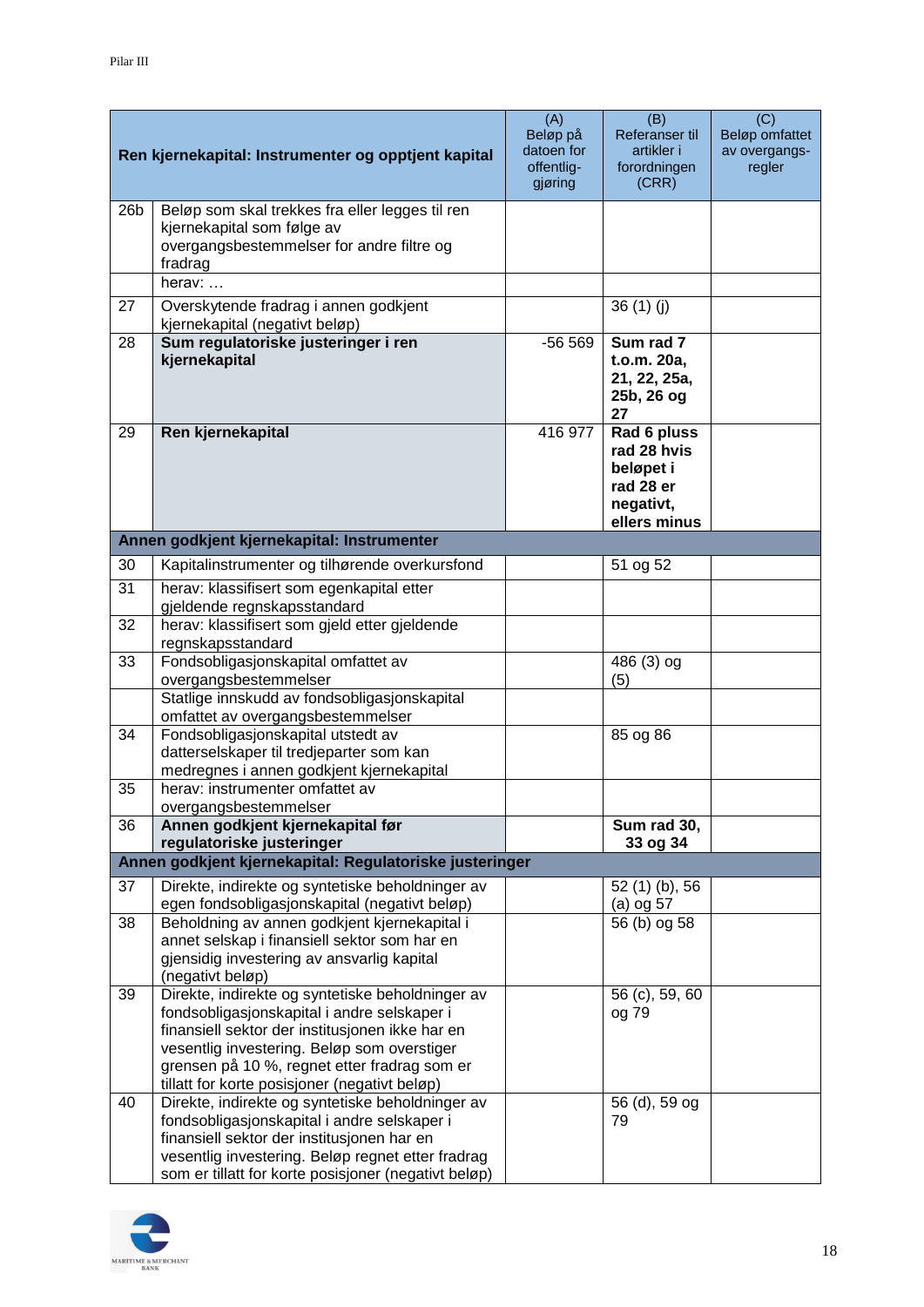| | Ren kjernekapital: Instrumenter og opptjent kapital | (A) Beløp på datoen for offentlig-gjøring | (B) Referanser til artikler i forordningen (CRR) | (C) Beløp omfattet av overgangs-regler |
|---|---|---|---|---|
| 26b | Beløp som skal trekkes fra eller legges til ren kjernekapital som følge av overgangsbestemmelser for andre filtre og fradrag | | | |
| | herav: … | | | |
| 27 | Overskytende fradrag i annen godkjent kjernekapital (negativt beløp) | | 36 (1) (j) | |
| 28 | **Sum regulatoriske justeringer i ren kjernekapital** | -56 569 | **Sum rad 7 t.o.m. 20a, 21, 22, 25a, 25b, 26 og 27** | |
| 29 | **Ren kjernekapital** | 416 977 | **Rad 6 pluss rad 28 hvis beløpet i rad 28 er negativt, ellers minus** | |
| **Annen godkjent kjernekapital: Instrumenter** | | | | |
| 30 | Kapitalinstrumenter og tilhørende overkursfond | | 51 og 52 | |
| 31 | herav: klassifisert som egenkapital etter gjeldende regnskapsstandard | | | |
| 32 | herav: klassifisert som gjeld etter gjeldende regnskapsstandard | | | |
| 33 | Fondsobligasjonskapital omfattet av overgangsbestemmelser | | 486 (3) og (5) | |
| | Statlige innskudd av fondsobligasjonskapital omfattet av overgangsbestemmelser | | | |
| 34 | Fondsobligasjonskapital utstedt av datterselskaper til tredjeparter som kan medregnes i annen godkjent kjernekapital | | 85 og 86 | |
| 35 | herav: instrumenter omfattet av overgangsbestemmelser | | | |
| 36 | **Annen godkjent kjernekapital før regulatoriske justeringer** | | **Sum rad 30, 33 og 34** | |
| **Annen godkjent kjernekapital: Regulatoriske justeringer** | | | | |
| 37 | Direkte, indirekte og syntetiske beholdninger av egen fondsobligasjonskapital (negativt beløp) | | 52 (1) (b), 56 (a) og 57 | |
| 38 | Beholdning av annen godkjent kjernekapital i annet selskap i finansiell sektor som har en gjensidig investering av ansvarlig kapital (negativt beløp) | | 56 (b) og 58 | |
| 39 | Direkte, indirekte og syntetiske beholdninger av fondsobligasjonskapital i andre selskaper i finansiell sektor der institusjonen ikke har en vesentlig investering. Beløp som overstiger grensen på 10 %, regnet etter fradrag som er tillatt for korte posisjoner (negativt beløp) | | 56 (c), 59, 60 og 79 | |
| 40 | Direkte, indirekte og syntetiske beholdninger av fondsobligasjonskapital i andre selskaper i finansiell sektor der institusjonen har en vesentlig investering. Beløp regnet etter fradrag som er tillatt for korte posisjoner (negativt beløp) | | 56 (d), 59 og 79 | |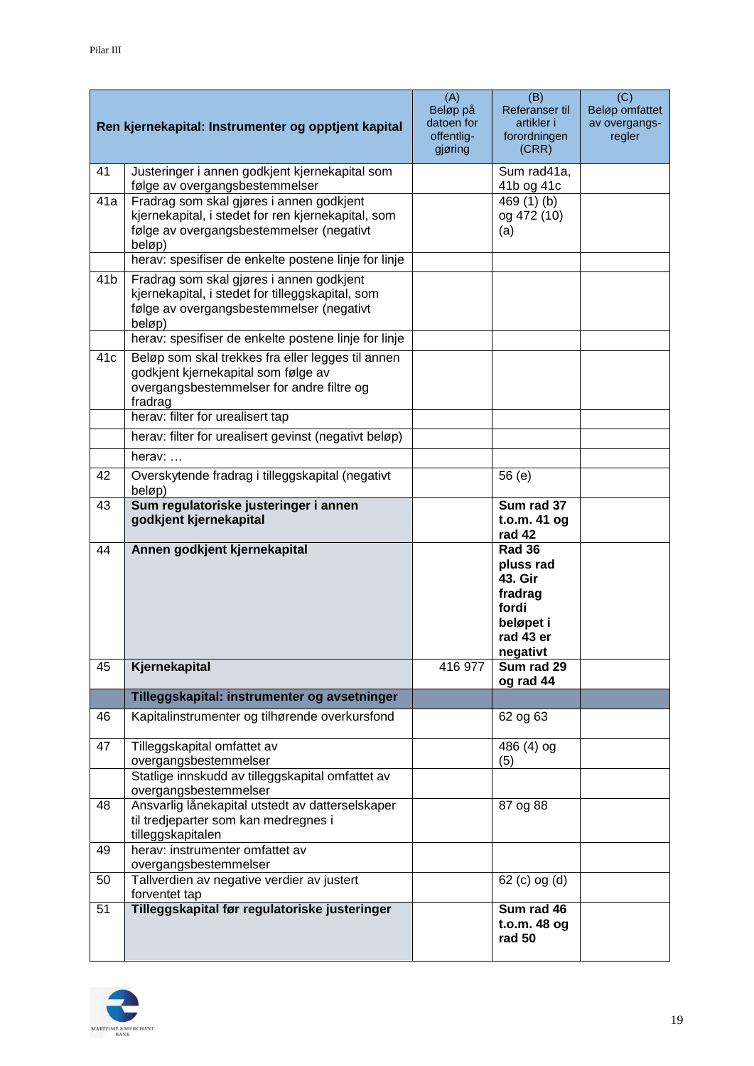| | Ren kjernekapital: Instrumenter og opptjent kapital | (A) Beløp på datoen for offentlig-gjøring | (B) Referanser til artikler i forordningen (CRR) | (C) Beløp omfattet av overgangs-regler |
|---|---|---|---|---|
| 41 | Justeringer i annen godkjent kjernekapital som følge av overgangsbestemmelser | | Sum rad41a, 41b og 41c | |
| 41a | Fradrag som skal gjøres i annen godkjent kjernekapital, i stedet for ren kjernekapital, som følge av overgangsbestemmelser (negativt beløp) | | 469 (1) (b) og 472 (10) (a) | |
| | herav: spesifiser de enkelte postene linje for linje | | | |
| 41b | Fradrag som skal gjøres i annen godkjent kjernekapital, i stedet for tilleggskapital, som følge av overgangsbestemmelser (negativt beløp) | | | |
| | herav: spesifiser de enkelte postene linje for linje | | | |
| 41c | Beløp som skal trekkes fra eller legges til annen godkjent kjernekapital som følge av overgangsbestemmelser for andre filtre og fradrag | | | |
| | herav: filter for urealisert tap | | | |
| | herav: filter for urealisert gevinst (negativt beløp) | | | |
| | herav: … | | | |
| 42 | Overskytende fradrag i tilleggskapital (negativt beløp) | | 56 (e) | |
| 43 | **Sum regulatoriske justeringer i annen godkjent kjernekapital** | | **Sum rad 37 t.o.m. 41 og rad 42** | |
| 44 | **Annen godkjent kjernekapital** | | **Rad 36 pluss rad 43. Gir fradrag fordi beløpet i rad 43 er negativt** | |
| 45 | **Kjernekapital** | 416 977 | **Sum rad 29 og rad 44** | |
| | **Tilleggskapital: instrumenter og avsetninger** | | | |
| 46 | Kapitalinstrumenter og tilhørende overkursfond | | 62 og 63 | |
| 47 | Tilleggskapital omfattet av overgangsbestemmelser | | 486 (4) og (5) | |
| | Statlige innskudd av tilleggskapital omfattet av overgangsbestemmelser | | | |
| 48 | Ansvarlig lånekapital utstedt av datterselskaper til tredjeparter som kan medregnes i tilleggskapitalen | | 87 og 88 | |
| 49 | herav: instrumenter omfattet av overgangsbestemmelser | | | |
| 50 | Tallverdien av negative verdier av justert forventet tap | | 62 (c) og (d) | |
| 51 | **Tilleggskapital før regulatoriske justeringer** | | **Sum rad 46 t.o.m. 48 og rad 50** | |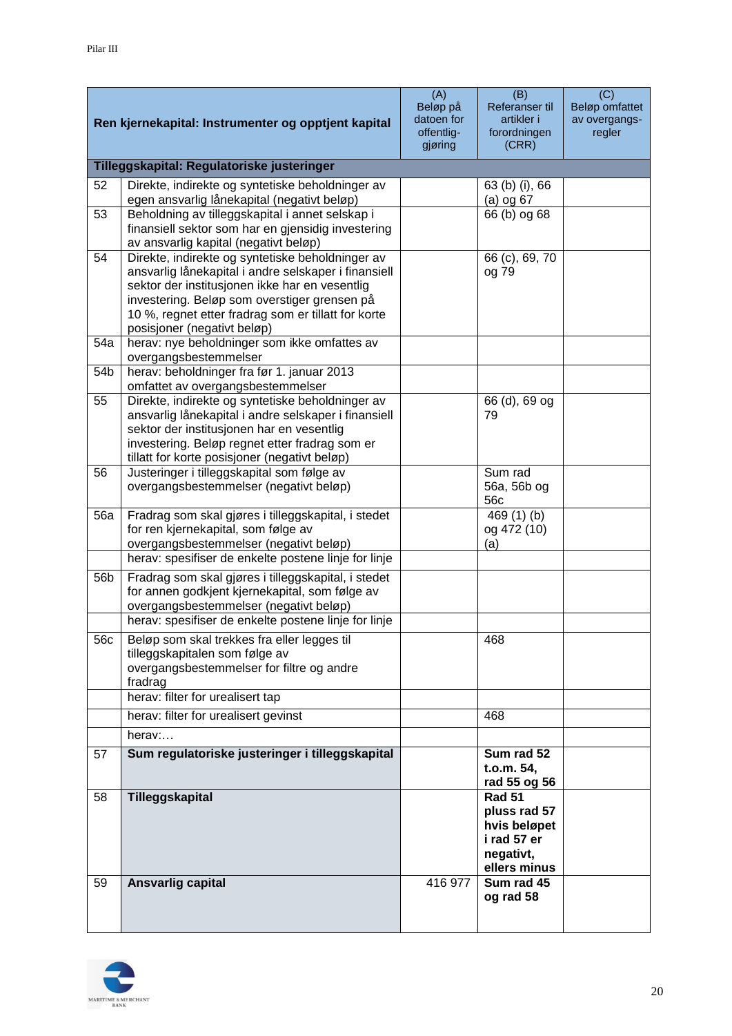| | Ren kjernekapital: Instrumenter og opptjent kapital | (A) Beløp på datoen for offentlig-gjøring | (B) Referanser til artikler i forordningen (CRR) | (C) Beløp omfattet av overgangs-regler |
|---|---|---|---|---|
| | **Tilleggskapital: Regulatoriske justeringer** | | | |
| 52 | Direkte, indirekte og syntetiske beholdninger av egen ansvarlig lånekapital (negativt beløp) | | 63 (b) (i), 66 (a) og 67 | |
| 53 | Beholdning av tilleggskapital i annet selskap i finansiell sektor som har en gjensidig investering av ansvarlig kapital (negativt beløp) | | 66 (b) og 68 | |
| 54 | Direkte, indirekte og syntetiske beholdninger av ansvarlig lånekapital i andre selskaper i finansiell sektor der institusjonen ikke har en vesentlig investering. Beløp som overstiger grensen på 10 %, regnet etter fradrag som er tillatt for korte posisjoner (negativt beløp) | | 66 (c), 69, 70 og 79 | |
| 54a | herav: nye beholdninger som ikke omfattes av overgangsbestemmelser | | | |
| 54b | herav: beholdninger fra før 1. januar 2013 omfattet av overgangsbestemmelser | | | |
| 55 | Direkte, indirekte og syntetiske beholdninger av ansvarlig lånekapital i andre selskaper i finansiell sektor der institusjonen har en vesentlig investering. Beløp regnet etter fradrag som er tillatt for korte posisjoner (negativt beløp) | | 66 (d), 69 og 79 | |
| 56 | Justeringer i tilleggskapital som følge av overgangsbestemmelser (negativt beløp) | | Sum rad 56a, 56b og 56c | |
| 56a | Fradrag som skal gjøres i tilleggskapital, i stedet for ren kjernekapital, som følge av overgangsbestemmelser (negativt beløp) | | 469 (1) (b) og 472 (10) (a) | |
| | herav: spesifiser de enkelte postene linje for linje | | | |
| 56b | Fradrag som skal gjøres i tilleggskapital, i stedet for annen godkjent kjernekapital, som følge av overgangsbestemmelser (negativt beløp) | | | |
| | herav: spesifiser de enkelte postene linje for linje | | | |
| 56c | Beløp som skal trekkes fra eller legges til tilleggskapitalen som følge av overgangsbestemmelser for filtre og andre fradrag | | 468 | |
| | herav: filter for urealisert tap | | | |
| | herav: filter for urealisert gevinst | | 468 | |
| | herav:… | | | |
| 57 | **Sum regulatoriske justeringer i tilleggskapital** | | **Sum rad 52 t.o.m. 54, rad 55 og 56** | |
| 58 | **Tilleggskapital** | | **Rad 51 pluss rad 57 hvis beløpet i rad 57 er negativt, ellers minus** | |
| 59 | **Ansvarlig capital** | 416 977 | **Sum rad 45 og rad 58** | |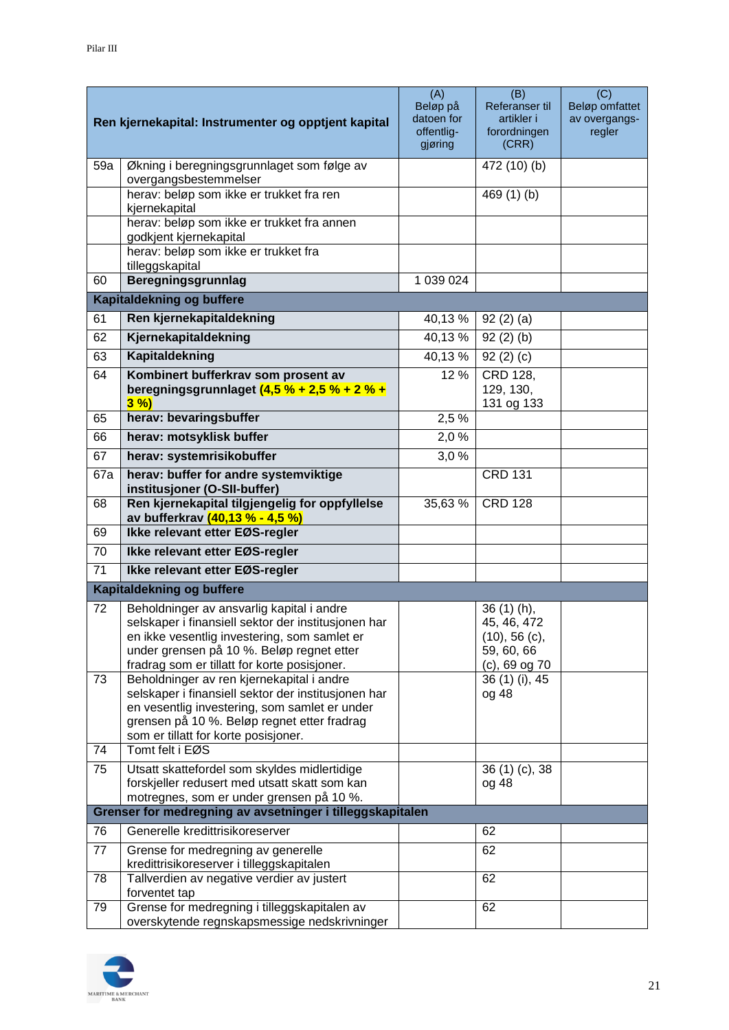| | Ren kjernekapital: Instrumenter og opptjent kapital | (A) Beløp på datoen for offentlig-gjøring | (B) Referanser til artikler i forordningen (CRR) | (C) Beløp omfattet av overgangs-regler |
|---|---|---|---|---|
| 59a | Økning i beregningsgrunnlaget som følge av overgangsbestemmelser | | 472 (10) (b) | |
| | herav: beløp som ikke er trukket fra ren kjernekapital | | 469 (1) (b) | |
| | herav: beløp som ikke er trukket fra annen godkjent kjernekapital | | | |
| | herav: beløp som ikke er trukket fra tilleggskapital | | | |
| 60 | **Beregningsgrunnlag** | 1 039 024 | | |
| **Kapitaldekning og buffere** | | | | |
| 61 | **Ren kjernekapitaldekning** | 40,13 % | 92 (2) (a) | |
| 62 | **Kjernekapitaldekning** | 40,13 % | 92 (2) (b) | |
| 63 | **Kapitaldekning** | 40,13 % | 92 (2) (c) | |
| 64 | **Kombinert bufferkrav som prosent av beregningsgrunnlaget (4,5 % + 2,5 % + 2 % + 3 %)** | 12 % | CRD 128, 129, 130, 131 og 133 | |
| 65 | **herav: bevaringsbuffer** | 2,5 % | | |
| 66 | **herav: motsyklisk buffer** | 2,0 % | | |
| 67 | **herav: systemrisikobuffer** | 3,0 % | | |
| 67a | **herav: buffer for andre systemviktige institusjoner (O-SII-buffer)** | | CRD 131 | |
| 68 | **Ren kjernekapital tilgjengelig for oppfyllelse av bufferkrav (40,13 % - 4,5 %)** | 35,63 % | CRD 128 | |
| 69 | **Ikke relevant etter EØS-regler** | | | |
| 70 | **Ikke relevant etter EØS-regler** | | | |
| 71 | **Ikke relevant etter EØS-regler** | | | |
| **Kapitaldekning og buffere** | | | | |
| 72 | Beholdninger av ansvarlig kapital i andre selskaper i finansiell sektor der institusjonen har en ikke vesentlig investering, som samlet er under grensen på 10 %. Beløp regnet etter fradrag som er tillatt for korte posisjoner. | | 36 (1) (h), 45, 46, 472 (10), 56 (c), 59, 60, 66 (c), 69 og 70 | |
| 73 | Beholdninger av ren kjernekapital i andre selskaper i finansiell sektor der institusjonen har en vesentlig investering, som samlet er under grensen på 10 %. Beløp regnet etter fradrag som er tillatt for korte posisjoner. | | 36 (1) (i), 45 og 48 | |
| 74 | Tomt felt i EØS | | | |
| 75 | Utsatt skattefordel som skyldes midlertidige forskjeller redusert med utsatt skatt som kan motregnes, som er under grensen på 10 %. | | 36 (1) (c), 38 og 48 | |
| **Grenser for medregning av avsetninger i tilleggskapitalen** | | | | |
| 76 | Generelle kredittrisikoreserver | | 62 | |
| 77 | Grense for medregning av generelle kredittrisikoreserver i tilleggskapitalen | | 62 | |
| 78 | Tallverdien av negative verdier av justert forventet tap | | 62 | |
| 79 | Grense for medregning i tilleggskapitalen av overskytende regnskapsmessige nedskrivninger | | 62 | |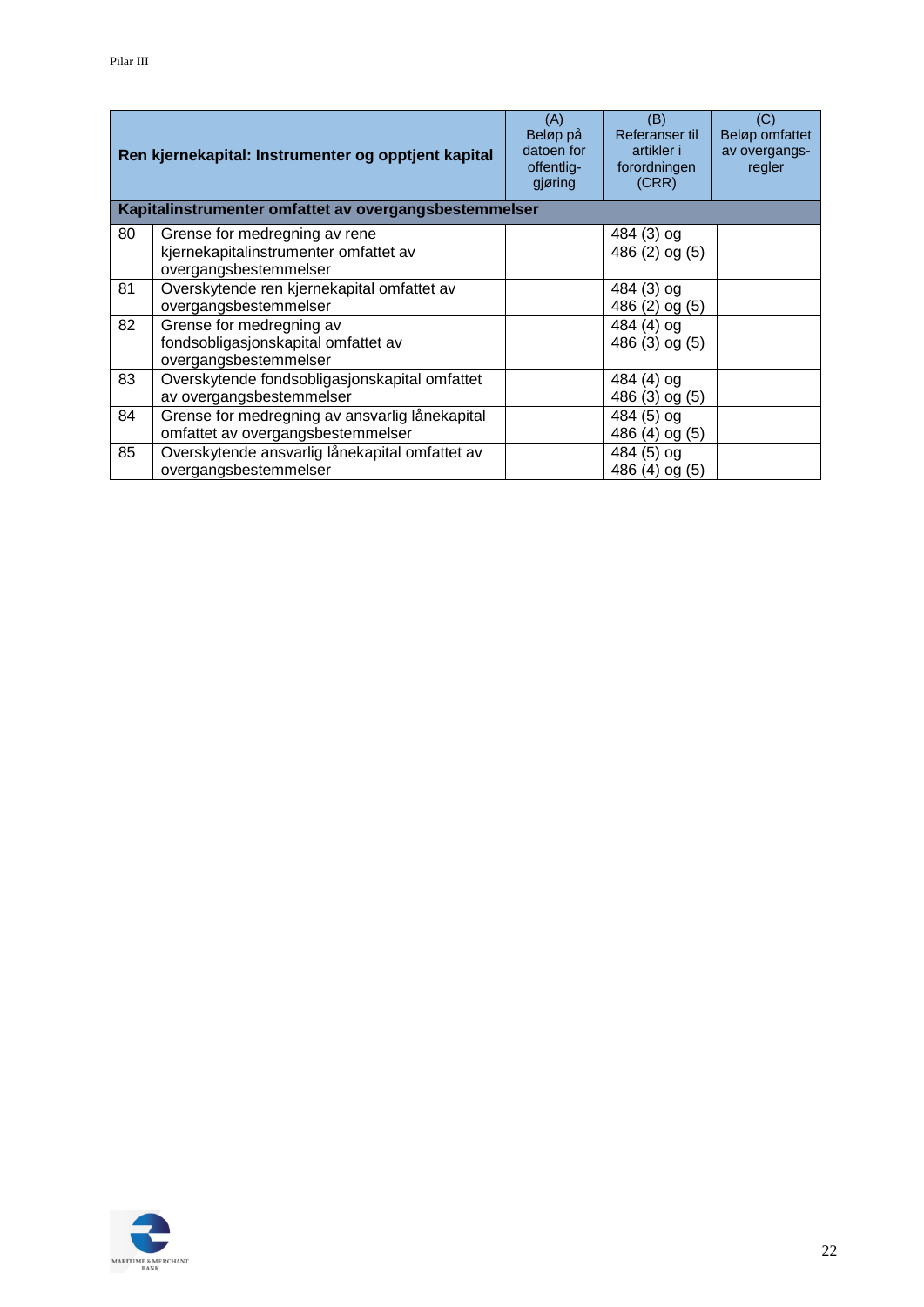| | Ren kjernekapital: Instrumenter og opptjent kapital | (A) Beløp på datoen for offentlig-gjøring | (B) Referanser til artikler i forordningen (CRR) | (C) Beløp omfattet av overgangs-regler |
|---|---|---|---|---|
| **Kapitalinstrumenter omfattet av overgangsbestemmelser** | | | | |
| 80 | Grense for medregning av rene kjernekapitalinstrumenter omfattet av overgangsbestemmelser | | 484 (3) og 486 (2) og (5) | |
| 81 | Overskytende ren kjernekapital omfattet av overgangsbestemmelser | | 484 (3) og 486 (2) og (5) | |
| 82 | Grense for medregning av fondsobligasjonskapital omfattet av overgangsbestemmelser | | 484 (4) og 486 (3) og (5) | |
| 83 | Overskytende fondsobligasjonskapital omfattet av overgangsbestemmelser | | 484 (4) og 486 (3) og (5) | |
| 84 | Grense for medregning av ansvarlig lånekapital omfattet av overgangsbestemmelser | | 484 (5) og 486 (4) og (5) | |
| 85 | Overskytende ansvarlig lånekapital omfattet av overgangsbestemmelser | | 484 (5) og 486 (4) og (5) | |